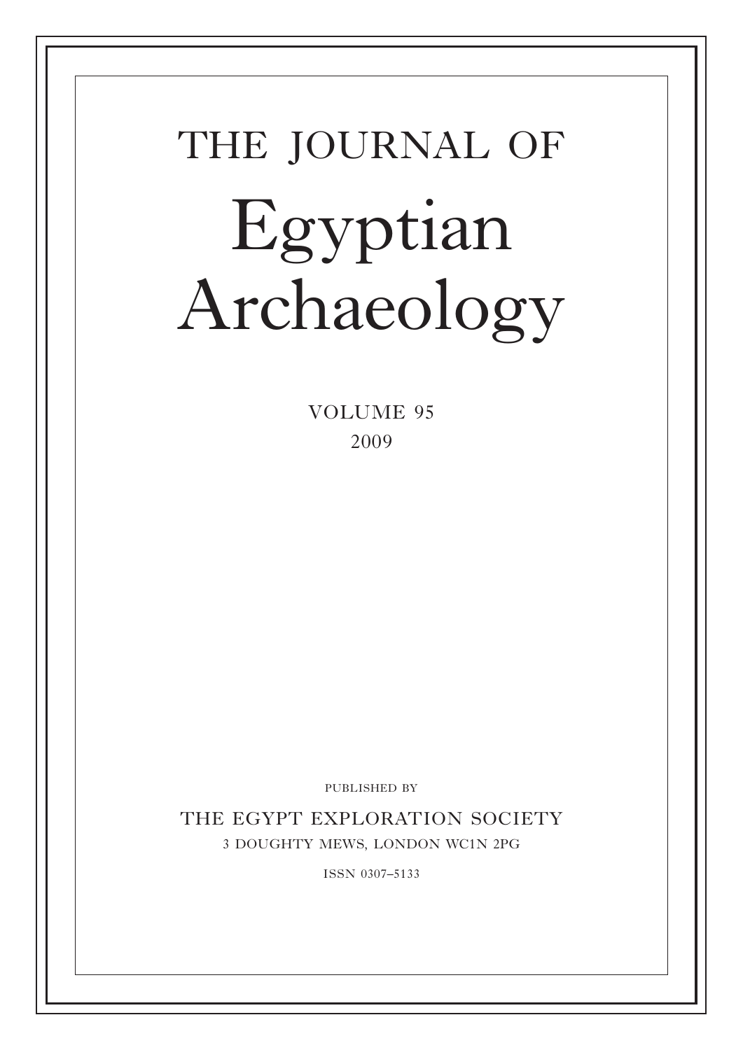# THE JOURNAL OF

# Egyptian Archaeology

VOLUME 95

2009

PUBLISHED BY

THE EGYPT EXPLORATION SOCIETY

3 DOUGHTY MEWS, LONDON WC1N 2PG

ISSN 0307–5133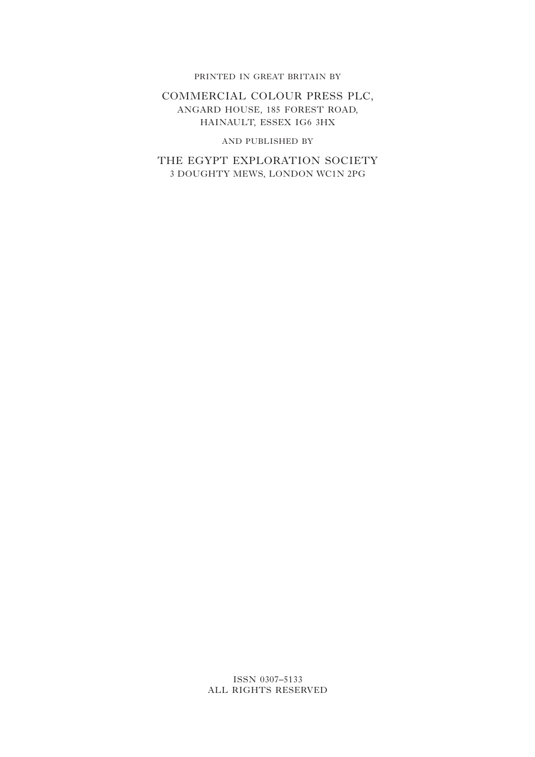PRINTED IN GREAT BRITAIN BY

COMMERCIAL COLOUR PRESS PLC,
ANGARD HOUSE, 185 FOREST ROAD,
HAINAULT, ESSEX IG6 3HX

AND PUBLISHED BY

THE EGYPT EXPLORATION SOCIETY
3 DOUGHTY MEWS, LONDON WC1N 2PG

ISSN 0307–5133
ALL RIGHTS RESERVED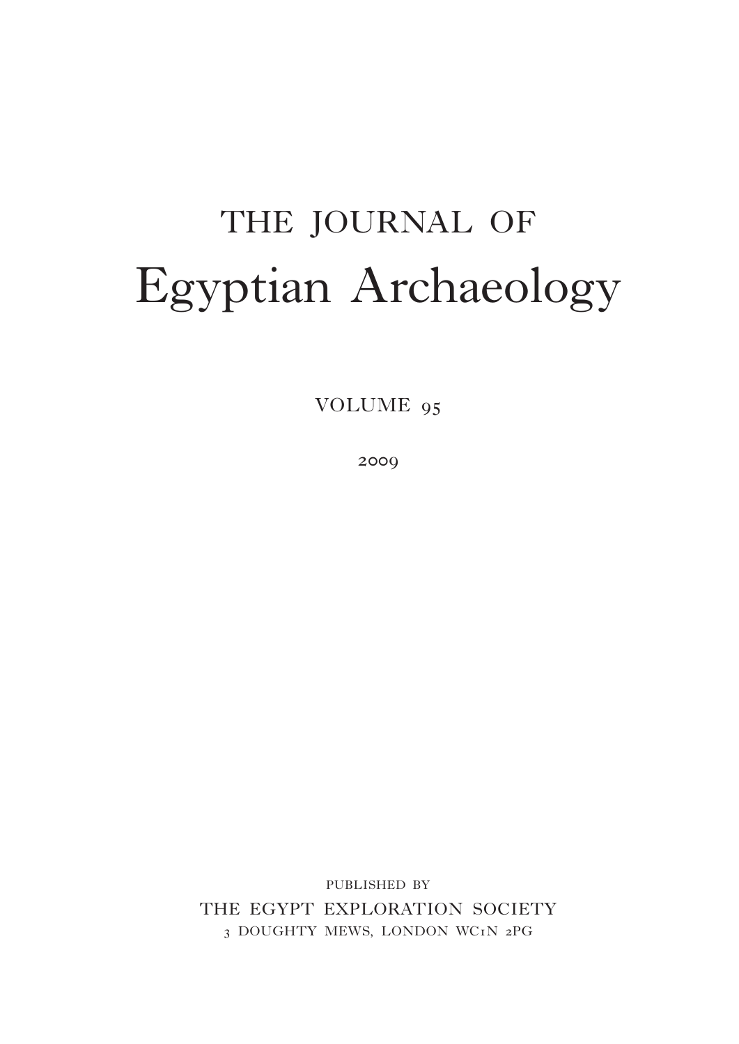# THE JOURNAL OF Egyptian Archaeology

VOLUME 95

2009

PUBLISHED BY

THE EGYPT EXPLORATION SOCIETY

3 DOUGHTY MEWS, LONDON WC1N 2PG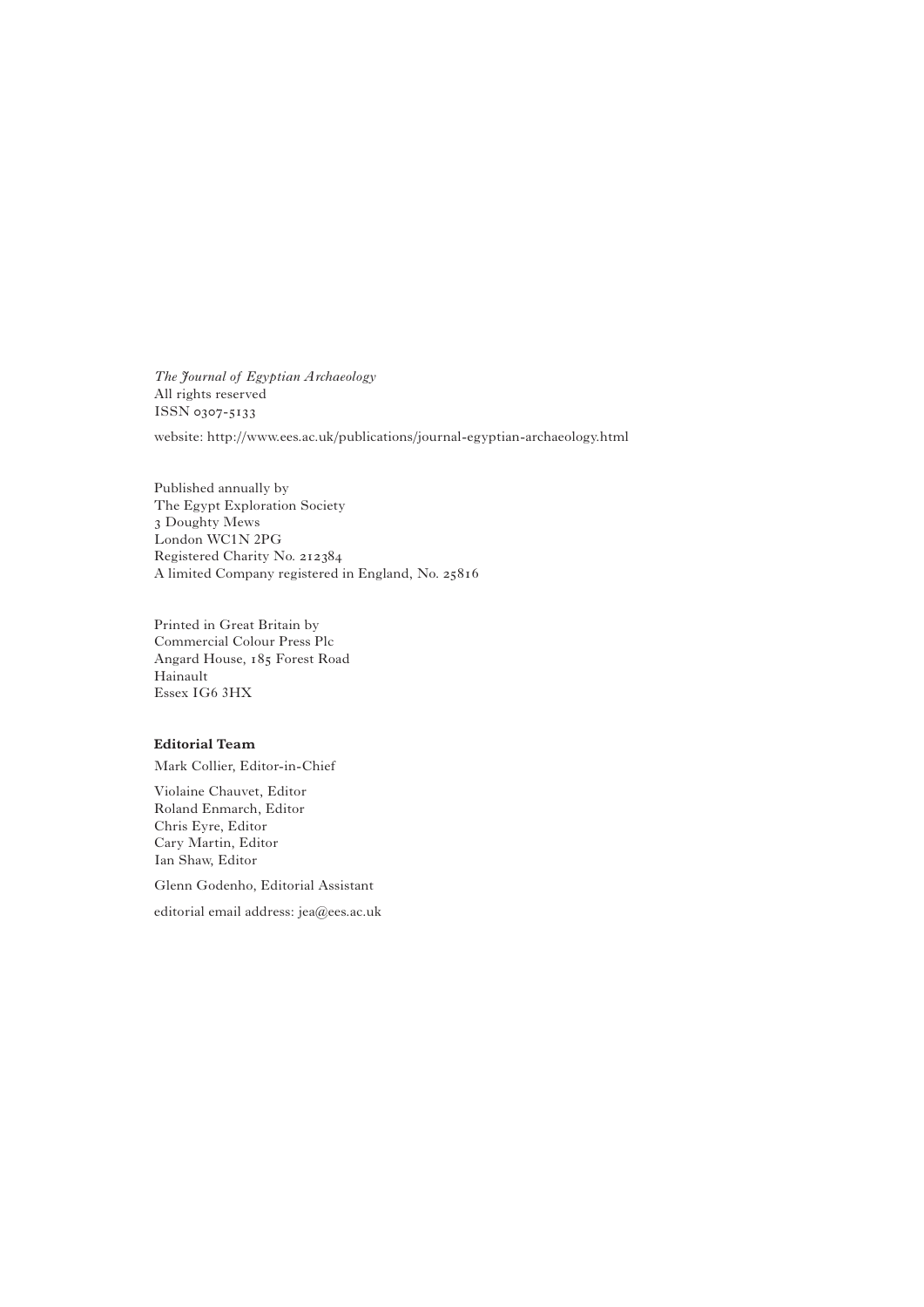*The Journal of Egyptian Archaeology*
All rights reserved
ISSN 0307-5133

website: http://www.ees.ac.uk/publications/journal-egyptian-archaeology.html

Published annually by
The Egypt Exploration Society
3 Doughty Mews
London WC1N 2PG
Registered Charity No. 212384
A limited Company registered in England, No. 25816

Printed in Great Britain by
Commercial Colour Press Plc
Angard House, 185 Forest Road
Hainault
Essex IG6 3HX

**Editorial Team**

Mark Collier, Editor-in-Chief

Violaine Chauvet, Editor
Roland Enmarch, Editor
Chris Eyre, Editor
Cary Martin, Editor
Ian Shaw, Editor

Glenn Godenho, Editorial Assistant

editorial email address: jea@ees.ac.uk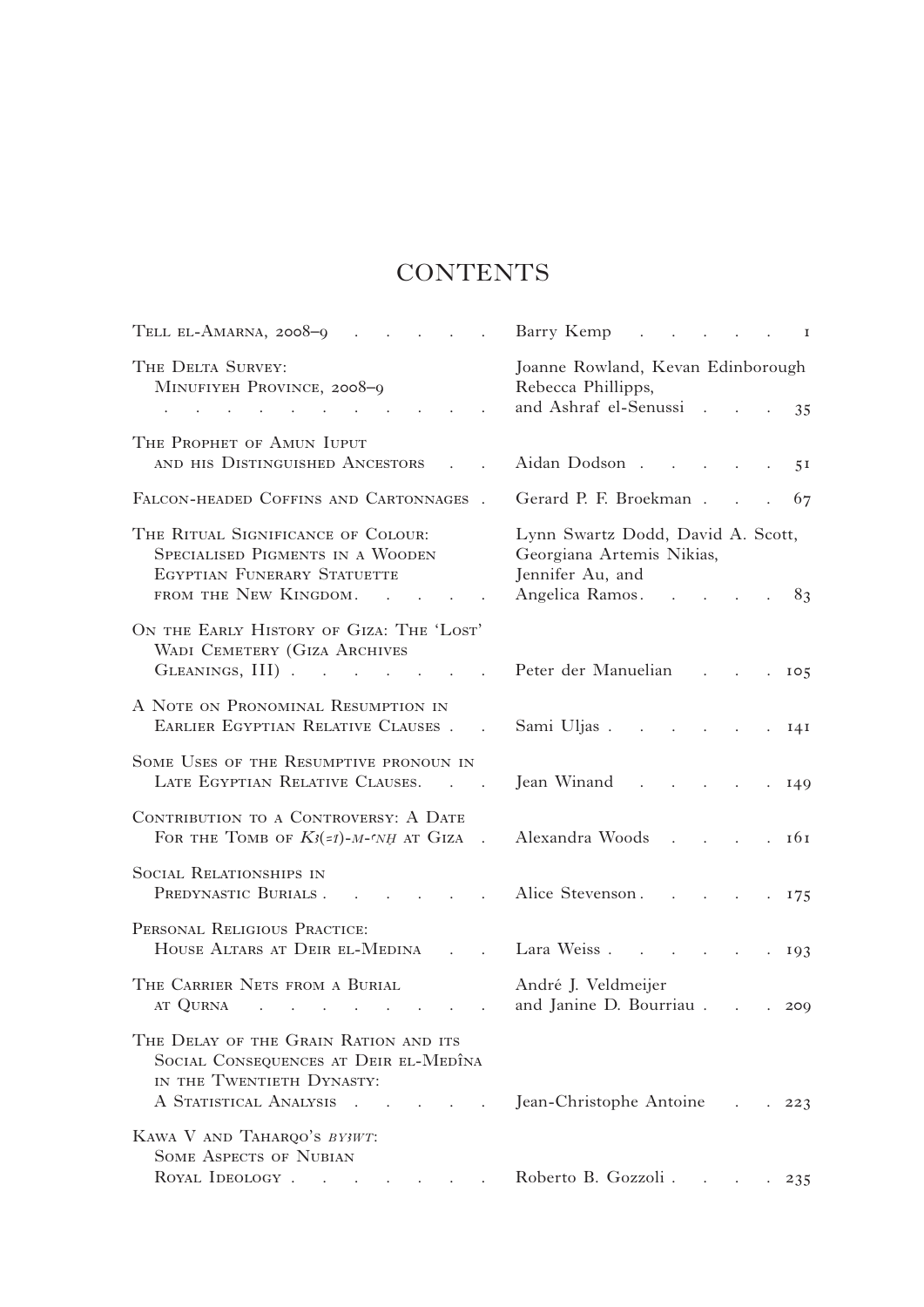# CONTENTS

| | | |
|---|---|---|
| Tell el-Amarna, 2008–9 | Barry Kemp | 1 |
| The Delta Survey: Minufiyeh Province, 2008–9 | Joanne Rowland, Kevan Edinborough Rebecca Phillipps, and Ashraf el-Senussi | 35 |
| The Prophet of Amun Iuput and his Distinguished Ancestors | Aidan Dodson | 51 |
| Falcon-headed Coffins and Cartonnages | Gerard P. F. Broekman | 67 |
| The Ritual Significance of Colour: Specialised Pigments in a Wooden Egyptian Funerary Statuette from the New Kingdom | Lynn Swartz Dodd, David A. Scott, Georgiana Artemis Nikias, Jennifer Au, and Angelica Ramos | 83 |
| On the Early History of Giza: The 'Lost' Wadi Cemetery (Giza Archives Gleanings, III) | Peter der Manuelian | 105 |
| A Note on Pronominal Resumption in Earlier Egyptian Relative Clauses | Sami Uljas | 141 |
| Some Uses of the Resumptive pronoun in Late Egyptian Relative Clauses. | Jean Winand | 149 |
| Contribution to a Controversy: A Date For the Tomb of *Kꜣ(=i)-m-ꜥnḫ* at Giza | Alexandra Woods | 161 |
| Social Relationships in Predynastic Burials | Alice Stevenson | 175 |
| Personal Religious Practice: House Altars at Deir el-Medina | Lara Weiss | 193 |
| The Carrier Nets from a Burial at Qurna | André J. Veldmeijer and Janine D. Bourriau | 209 |
| The Delay of the Grain Ration and its Social Consequences at Deir el-Medîna in the Twentieth Dynasty: A Statistical Analysis | Jean-Christophe Antoine | 223 |
| Kawa V and Taharqo's *byꜣwt*: Some Aspects of Nubian Royal Ideology | Roberto B. Gozzoli | 235 |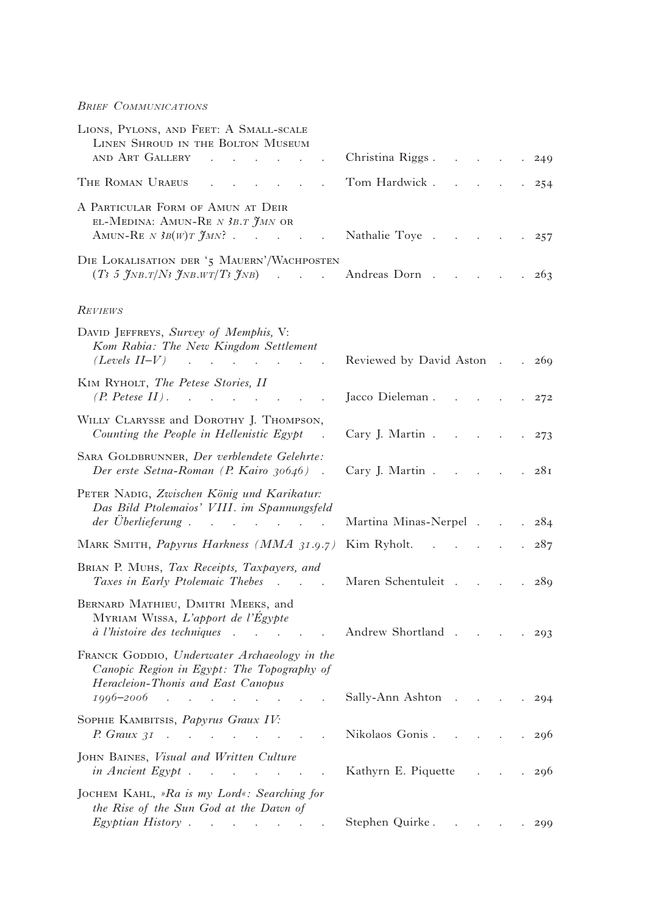*Brief Communications*

| | | |
|---|---|---|
| Lions, Pylons, and Feet: A Small-scale Linen Shroud in the Bolton Museum and Art Gallery | Christina Riggs | 249 |
| The Roman Uraeus | Tom Hardwick | 254 |
| A Particular Form of Amun at Deir el-Medina: Amun-Re *n ꜣb.t Ỉmn* or Amun-Re *n ꜣb(w)t Ỉmn*? | Nathalie Toye | 257 |
| Die Lokalisation der '5 Mauern'/Wachposten (*Tꜣ 5 Ỉnb.t/Nꜣ Ỉnb.wt/Tꜣ Ỉnb*) | Andreas Dorn | 263 |

*Reviews*

| | | |
|---|---|---|
| David Jeffreys, *Survey of Memphis,* V: *Kom Rabia: The New Kingdom Settlement (Levels II–V)* | Reviewed by David Aston | 269 |
| Kim Ryholt, *The Petese Stories, II (P. Petese II)* | Jacco Dieleman | 272 |
| Willy Clarysse and Dorothy J. Thompson, *Counting the People in Hellenistic Egypt* | Cary J. Martin | 273 |
| Sara Goldbrunner, *Der verblendete Gelehrte: Der erste Setna-Roman (P. Kairo 30646)* | Cary J. Martin | 281 |
| Peter Nadig, *Zwischen König und Karikatur: Das Bild Ptolemaios' VIII. im Spannungsfeld der Überlieferung* | Martina Minas-Nerpel | 284 |
| Mark Smith, *Papyrus Harkness (MMA 31.9.7)* | Kim Ryholt | 287 |
| Brian P. Muhs, *Tax Receipts, Taxpayers, and Taxes in Early Ptolemaic Thebes* | Maren Schentuleit | 289 |
| Bernard Mathieu, Dmitri Meeks, and Myriam Wissa, *L'apport de l'Égypte à l'histoire des techniques* | Andrew Shortland | 293 |
| Franck Goddio, *Underwater Archaeology in the Canopic Region in Egypt: The Topography of Heracleion-Thonis and East Canopus 1996–2006* | Sally-Ann Ashton | 294 |
| Sophie Kambitsis, *Papyrus Graux IV: P. Graux 31* | Nikolaos Gonis | 296 |
| John Baines, *Visual and Written Culture in Ancient Egypt* | Kathyrn E. Piquette | 296 |
| Jochem Kahl, *»Ra is my Lord«: Searching for the Rise of the Sun God at the Dawn of Egyptian History* | Stephen Quirke | 299 |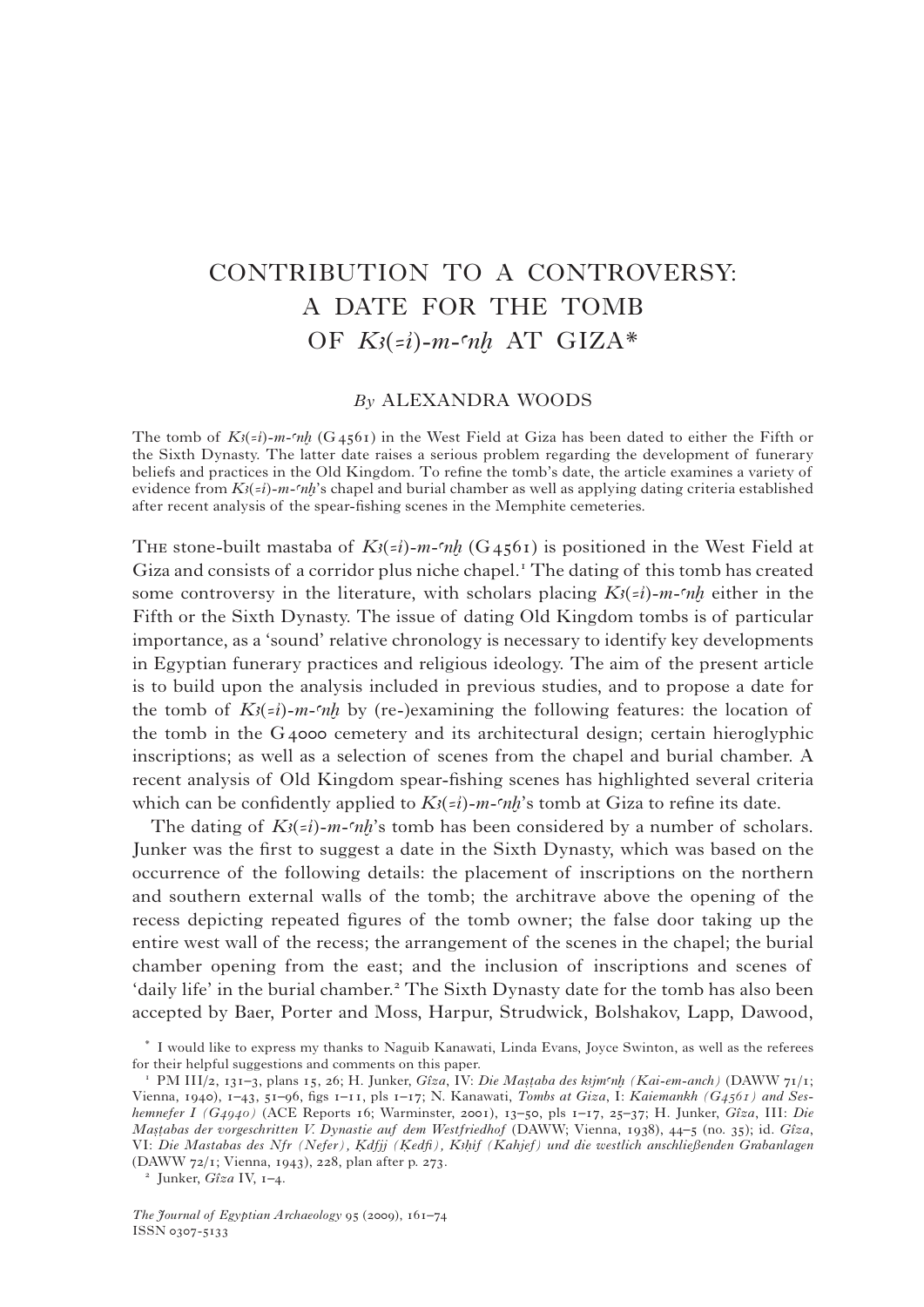# CONTRIBUTION TO A CONTROVERSY: A DATE FOR THE TOMB OF *Kꜣ*(=*i*)-*m*-*ꜥnḫ* AT GIZA*

*By* ALEXANDRA WOODS

The tomb of *Kꜣ*(=*i*)-*m*-*ꜥnḫ* (G 4561) in the West Field at Giza has been dated to either the Fifth or the Sixth Dynasty. The latter date raises a serious problem regarding the development of funerary beliefs and practices in the Old Kingdom. To refine the tomb's date, the article examines a variety of evidence from *Kꜣ*(=*i*)-*m*-*ꜥnḫ*'s chapel and burial chamber as well as applying dating criteria established after recent analysis of the spear-fishing scenes in the Memphite cemeteries.

The stone-built mastaba of *Kꜣ*(=*i*)-*m*-*ꜥnḫ* (G 4561) is positioned in the West Field at Giza and consists of a corridor plus niche chapel.[1] The dating of this tomb has created some controversy in the literature, with scholars placing *Kꜣ*(=*i*)-*m*-*ꜥnḫ* either in the Fifth or the Sixth Dynasty. The issue of dating Old Kingdom tombs is of particular importance, as a 'sound' relative chronology is necessary to identify key developments in Egyptian funerary practices and religious ideology. The aim of the present article is to build upon the analysis included in previous studies, and to propose a date for the tomb of *Kꜣ*(=*i*)-*m*-*ꜥnḫ* by (re-)examining the following features: the location of the tomb in the G 4000 cemetery and its architectural design; certain hieroglyphic inscriptions; as well as a selection of scenes from the chapel and burial chamber. A recent analysis of Old Kingdom spear-fishing scenes has highlighted several criteria which can be confidently applied to *Kꜣ*(=*i*)-*m*-*ꜥnḫ*'s tomb at Giza to refine its date.

The dating of *Kꜣ*(=*i*)-*m*-*ꜥnḫ*'s tomb has been considered by a number of scholars. Junker was the first to suggest a date in the Sixth Dynasty, which was based on the occurrence of the following details: the placement of inscriptions on the northern and southern external walls of the tomb; the architrave above the opening of the recess depicting repeated figures of the tomb owner; the false door taking up the entire west wall of the recess; the arrangement of the scenes in the chapel; the burial chamber opening from the east; and the inclusion of inscriptions and scenes of 'daily life' in the burial chamber.[2] The Sixth Dynasty date for the tomb has also been accepted by Baer, Porter and Moss, Harpur, Strudwick, Bolshakov, Lapp, Dawood,

\* I would like to express my thanks to Naguib Kanawati, Linda Evans, Joyce Swinton, as well as the referees for their helpful suggestions and comments on this paper.

[1] PM III/2, 131–3, plans 15, 26; H. Junker, *Gîza*, IV: *Die Maṣṭaba des kꜣjmꜥnḫ (Kai-em-anch)* (DAWW 71/1; Vienna, 1940), 1–43, 51–96, figs 1–11, pls 1–17; N. Kanawati, *Tombs at Giza*, I: *Kaiemankh (G4561) and Seshemnefer I (G4940)* (ACE Reports 16; Warminster, 2001), 13–50, pls 1–17, 25–37; H. Junker, *Gîza*, III: *Die Maṣṭabas der vorgeschritten V. Dynastie auf dem Westfriedhof* (DAWW; Vienna, 1938), 44–5 (no. 35); id. *Gîza*, VI: *Die Mastabas des Nfr (Nefer), Ḳdfjj (Ḳedfi), Kꜣḥif (Kahjef) und die westlich anschließenden Grabanlagen* (DAWW 72/1; Vienna, 1943), 228, plan after p. 273.

[2] Junker, *Gîza* IV, 1–4.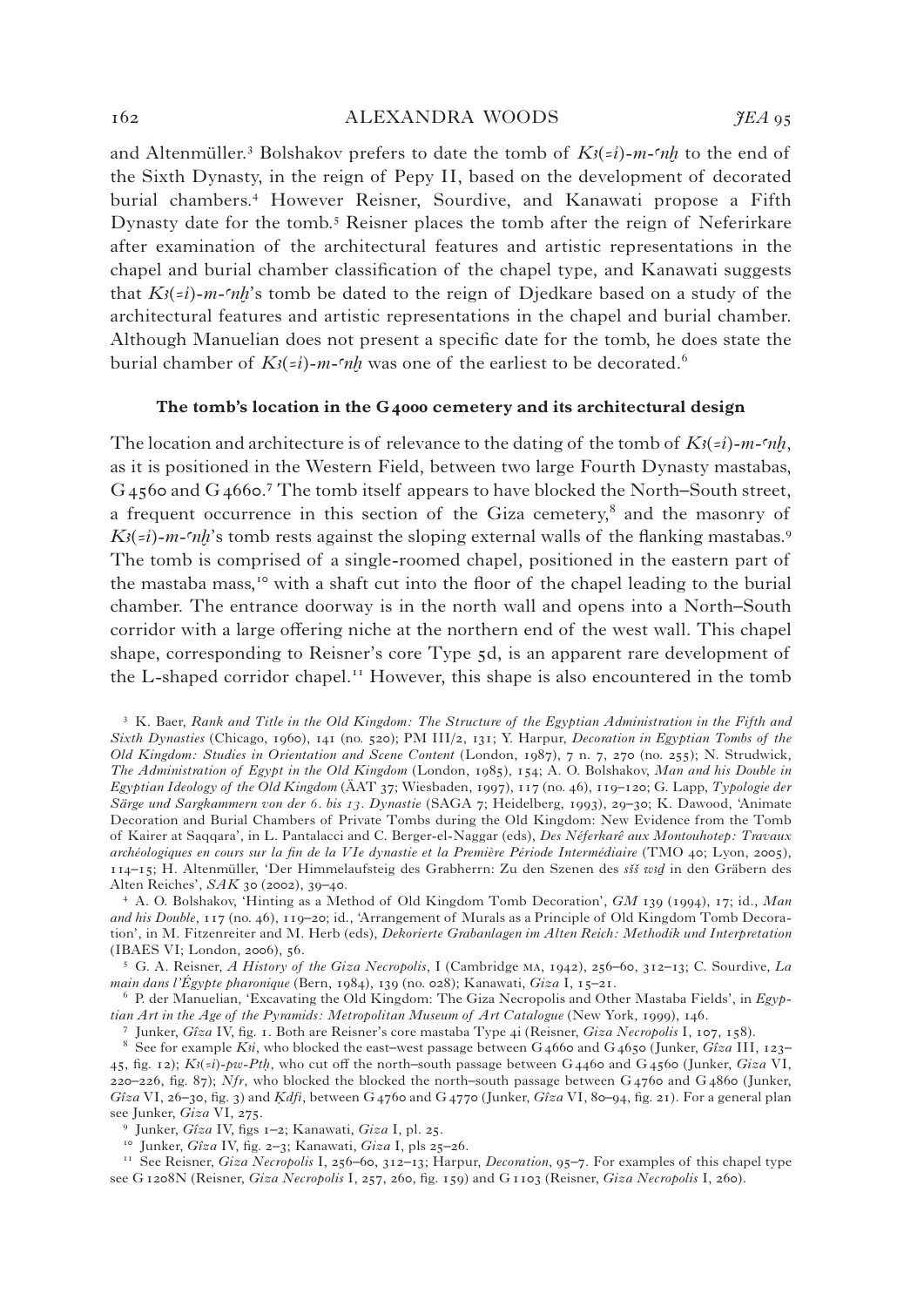and Altenmüller.[3] Bolshakov prefers to date the tomb of *Kȝ(=i)-m-ʿnḫ* to the end of the Sixth Dynasty, in the reign of Pepy II, based on the development of decorated burial chambers.[4] However Reisner, Sourdive, and Kanawati propose a Fifth Dynasty date for the tomb.[5] Reisner places the tomb after the reign of Neferirkare after examination of the architectural features and artistic representations in the chapel and burial chamber classification of the chapel type, and Kanawati suggests that *Kȝ(=i)-m-ʿnḫ*'s tomb be dated to the reign of Djedkare based on a study of the architectural features and artistic representations in the chapel and burial chamber. Although Manuelian does not present a specific date for the tomb, he does state the burial chamber of *Kȝ(=i)-m-ʿnḫ* was one of the earliest to be decorated.[6]

### The tomb's location in the G 4000 cemetery and its architectural design

The location and architecture is of relevance to the dating of the tomb of *Kȝ(=i)-m-ʿnḫ*, as it is positioned in the Western Field, between two large Fourth Dynasty mastabas, G 4560 and G 4660.[7] The tomb itself appears to have blocked the North–South street, a frequent occurrence in this section of the Giza cemetery,[8] and the masonry of *Kȝ(=i)-m-ʿnḫ*'s tomb rests against the sloping external walls of the flanking mastabas.[9] The tomb is comprised of a single-roomed chapel, positioned in the eastern part of the mastaba mass,[10] with a shaft cut into the floor of the chapel leading to the burial chamber. The entrance doorway is in the north wall and opens into a North–South corridor with a large offering niche at the northern end of the west wall. This chapel shape, corresponding to Reisner's core Type 5d, is an apparent rare development of the L-shaped corridor chapel.[11] However, this shape is also encountered in the tomb

[3] K. Baer, *Rank and Title in the Old Kingdom: The Structure of the Egyptian Administration in the Fifth and Sixth Dynasties* (Chicago, 1960), 141 (no. 520); PM III/2, 131; Y. Harpur, *Decoration in Egyptian Tombs of the Old Kingdom: Studies in Orientation and Scene Content* (London, 1987), 7 n. 7, 270 (no. 255); N. Strudwick, *The Administration of Egypt in the Old Kingdom* (London, 1985), 154; A. O. Bolshakov, *Man and his Double in Egyptian Ideology of the Old Kingdom* (ÄAT 37; Wiesbaden, 1997), 117 (no. 46), 119–120; G. Lapp, *Typologie der Särge und Sargkammern von der 6. bis 13. Dynastie* (SAGA 7; Heidelberg, 1993), 29–30; K. Dawood, 'Animate Decoration and Burial Chambers of Private Tombs during the Old Kingdom: New Evidence from the Tomb of Kairer at Saqqara', in L. Pantalacci and C. Berger-el-Naggar (eds), *Des Néferkarê aux Montouhotep: Travaux archéologiques en cours sur la fin de la VIe dynastie et la Première Période Intermédiaire* (TMO 40; Lyon, 2005), 114–15; H. Altenmüller, 'Der Himmelaufsteig des Grabherrn: Zu den Szenen des *sšš wȝḏ* in den Gräbern des Alten Reiches', *SAK* 30 (2002), 39–40.

[4] A. O. Bolshakov, 'Hinting as a Method of Old Kingdom Tomb Decoration', *GM* 139 (1994), 17; id., *Man and his Double*, 117 (no. 46), 119–20; id., 'Arrangement of Murals as a Principle of Old Kingdom Tomb Decoration', in M. Fitzenreiter and M. Herb (eds), *Dekorierte Grabanlagen im Alten Reich: Methodik und Interpretation* (IBAES VI; London, 2006), 56.

[5] G. A. Reisner, *A History of the Giza Necropolis*, I (Cambridge MA, 1942), 256–60, 312–13; C. Sourdive, *La main dans l'Égypte pharaonique* (Bern, 1984), 139 (no. 028); Kanawati, *Giza* I, 15–21.

[6] P. der Manuelian, 'Excavating the Old Kingdom: The Giza Necropolis and Other Mastaba Fields', in *Egyptian Art in the Age of the Pyramids: Metropolitan Museum of Art Catalogue* (New York, 1999), 146.

[7] Junker, *Gîza* IV, fig. 1. Both are Reisner's core mastaba Type 4i (Reisner, *Giza Necropolis* I, 107, 158).

[8] See for example *Kȝi*, who blocked the east–west passage between G 4660 and G 4650 (Junker, *Gîza* III, 123–45, fig. 12); *Kȝ(=i)-pw-Ptḥ*, who cut off the north–south passage between G 4460 and G 4560 (Junker, *Giza* VI, 220–226, fig. 87); *Nfr*, who blocked the blocked the north–south passage between G 4760 and G 4860 (Junker, *Gîza* VI, 26–30, fig. 3) and *Ḳdfi*, between G 4760 and G 4770 (Junker, *Gîza* VI, 80–94, fig. 21). For a general plan see Junker, *Giza* VI, 275.

[9] Junker, *Gîza* IV, figs 1–2; Kanawati, *Giza* I, pl. 25.

[10] Junker, *Gîza* IV, fig. 2–3; Kanawati, *Giza* I, pls 25–26.

[11] See Reisner, *Giza Necropolis* I, 256–60, 312–13; Harpur, *Decoration*, 95–7. For examples of this chapel type see G 1208N (Reisner, *Giza Necropolis* I, 257, 260, fig. 159) and G 1103 (Reisner, *Giza Necropolis* I, 260).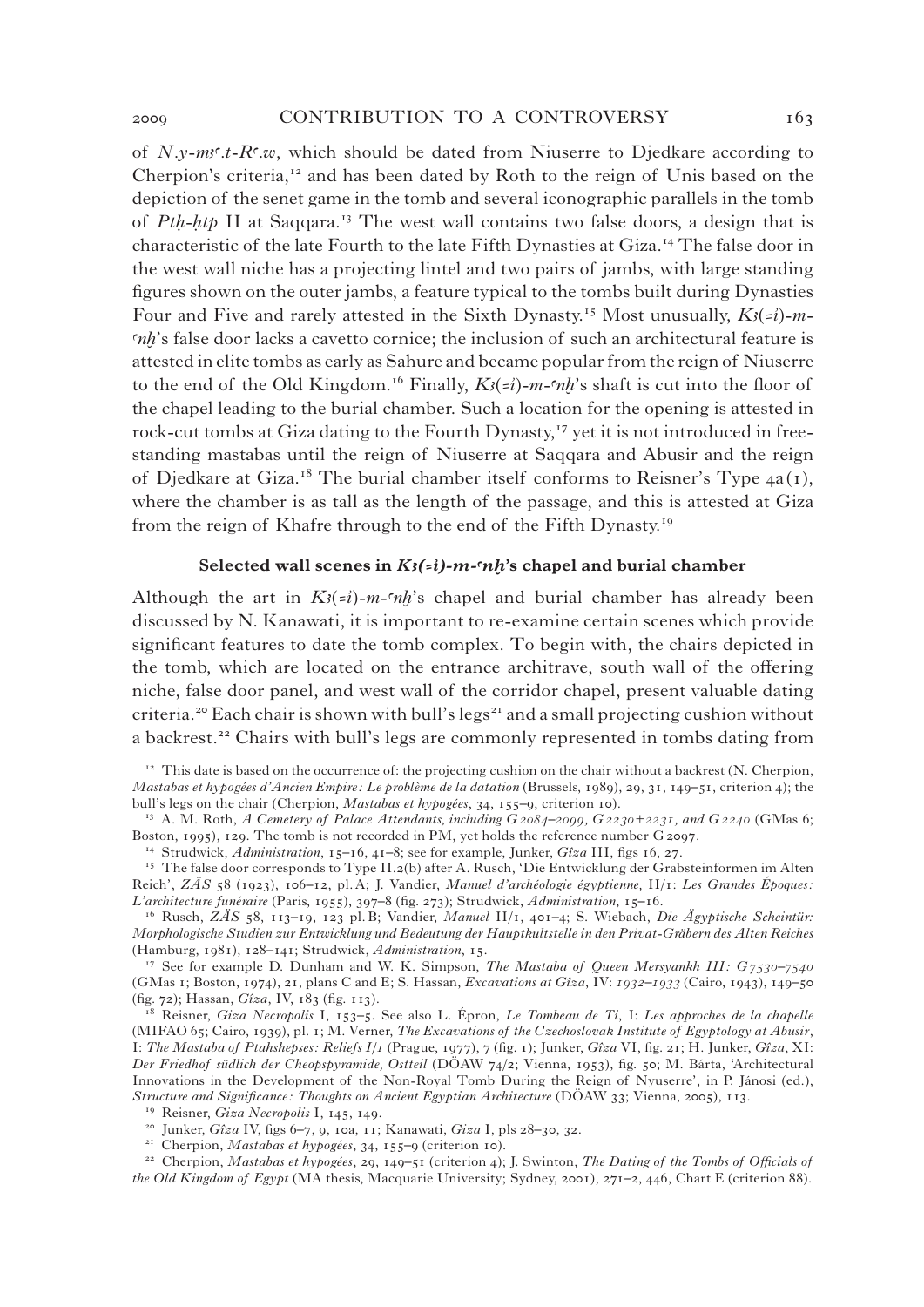of *N.y-mȝʿ.t-Rʿ.w*, which should be dated from Niuserre to Djedkare according to Cherpion's criteria,[12] and has been dated by Roth to the reign of Unis based on the depiction of the senet game in the tomb and several iconographic parallels in the tomb of *Ptḥ-ḥtp* II at Saqqara.[13] The west wall contains two false doors, a design that is characteristic of the late Fourth to the late Fifth Dynasties at Giza.[14] The false door in the west wall niche has a projecting lintel and two pairs of jambs, with large standing figures shown on the outer jambs, a feature typical to the tombs built during Dynasties Four and Five and rarely attested in the Sixth Dynasty.[15] Most unusually, *Kȝ(=i)-m-ʿnḫ*'s false door lacks a cavetto cornice; the inclusion of such an architectural feature is attested in elite tombs as early as Sahure and became popular from the reign of Niuserre to the end of the Old Kingdom.[16] Finally, *Kȝ(=i)-m-ʿnḫ*'s shaft is cut into the floor of the chapel leading to the burial chamber. Such a location for the opening is attested in rock-cut tombs at Giza dating to the Fourth Dynasty,[17] yet it is not introduced in free-standing mastabas until the reign of Niuserre at Saqqara and Abusir and the reign of Djedkare at Giza.[18] The burial chamber itself conforms to Reisner's Type 4a(1), where the chamber is as tall as the length of the passage, and this is attested at Giza from the reign of Khafre through to the end of the Fifth Dynasty.[19]

### Selected wall scenes in *Kȝ(=i)-m-ʿnḫ*'s chapel and burial chamber

Although the art in *Kȝ(=i)-m-ʿnḫ*'s chapel and burial chamber has already been discussed by N. Kanawati, it is important to re-examine certain scenes which provide significant features to date the tomb complex. To begin with, the chairs depicted in the tomb, which are located on the entrance architrave, south wall of the offering niche, false door panel, and west wall of the corridor chapel, present valuable dating criteria.[20] Each chair is shown with bull's legs[21] and a small projecting cushion without a backrest.[22] Chairs with bull's legs are commonly represented in tombs dating from

[12] This date is based on the occurrence of: the projecting cushion on the chair without a backrest (N. Cherpion, *Mastabas et hypogées d'Ancien Empire: Le problème de la datation* (Brussels, 1989), 29, 31, 149–51, criterion 4); the bull's legs on the chair (Cherpion, *Mastabas et hypogées*, 34, 155–9, criterion 10).

[13] A. M. Roth, *A Cemetery of Palace Attendants, including G 2084–2099, G 2230+2231, and G 2240* (GMas 6; Boston, 1995), 129. The tomb is not recorded in PM, yet holds the reference number G 2097.

[14] Strudwick, *Administration*, 15–16, 41–8; see for example, Junker, *Gîza* III, figs 16, 27.

[15] The false door corresponds to Type II.2(b) after A. Rusch, 'Die Entwicklung der Grabsteinformen im Alten Reich', *ZÄS* 58 (1923), 106–12, pl. A; J. Vandier, *Manuel d'archéologie égyptienne,* II/1: *Les Grandes Époques: L'architecture funéraire* (Paris, 1955), 397–8 (fig. 273); Strudwick, *Administration*, 15–16.

[16] Rusch, *ZÄS* 58, 113–19, 123 pl. B; Vandier, *Manuel* II/1, 401–4; S. Wiebach, *Die Ägyptische Scheintür: Morphologische Studien zur Entwicklung und Bedeutung der Hauptkultstelle in den Privat-Gräbern des Alten Reiches* (Hamburg, 1981), 128–141; Strudwick, *Administration*, 15.

[17] See for example D. Dunham and W. K. Simpson, *The Mastaba of Queen Mersyankh III: G 7530–7540* (GMas 1; Boston, 1974), 21, plans C and E; S. Hassan, *Excavations at Gîza*, IV: *1932–1933* (Cairo, 1943), 149–50 (fig. 72); Hassan, *Gîza*, IV, 183 (fig. 113).

[18] Reisner, *Giza Necropolis* I, 153–5. See also L. Épron, *Le Tombeau de Ti*, I: *Les approches de la chapelle* (MIFAO 65; Cairo, 1939), pl. 1; M. Verner, *The Excavations of the Czechoslovak Institute of Egyptology at Abusir*, I: *The Mastaba of Ptahshepses: Reliefs I/1* (Prague, 1977), 7 (fig. 1); Junker, *Gîza* VI, fig. 21; H. Junker, *Gîza*, XI: *Der Friedhof südlich der Cheopspyramide, Ostteil* (DÖAW 74/2; Vienna, 1953), fig. 50; M. Bárta, 'Architectural Innovations in the Development of the Non-Royal Tomb During the Reign of Nyuserre', in P. Jánosi (ed.), *Structure and Significance: Thoughts on Ancient Egyptian Architecture* (DÖAW 33; Vienna, 2005), 113.

[19] Reisner, *Giza Necropolis* I, 145, 149.

[20] Junker, *Gîza* IV, figs 6–7, 9, 10a, 11; Kanawati, *Giza* I, pls 28–30, 32.

[21] Cherpion, *Mastabas et hypogées*, 34, 155–9 (criterion 10).

[22] Cherpion, *Mastabas et hypogées*, 29, 149–51 (criterion 4); J. Swinton, *The Dating of the Tombs of Officials of the Old Kingdom of Egypt* (MA thesis, Macquarie University; Sydney, 2001), 271–2, 446, Chart E (criterion 88).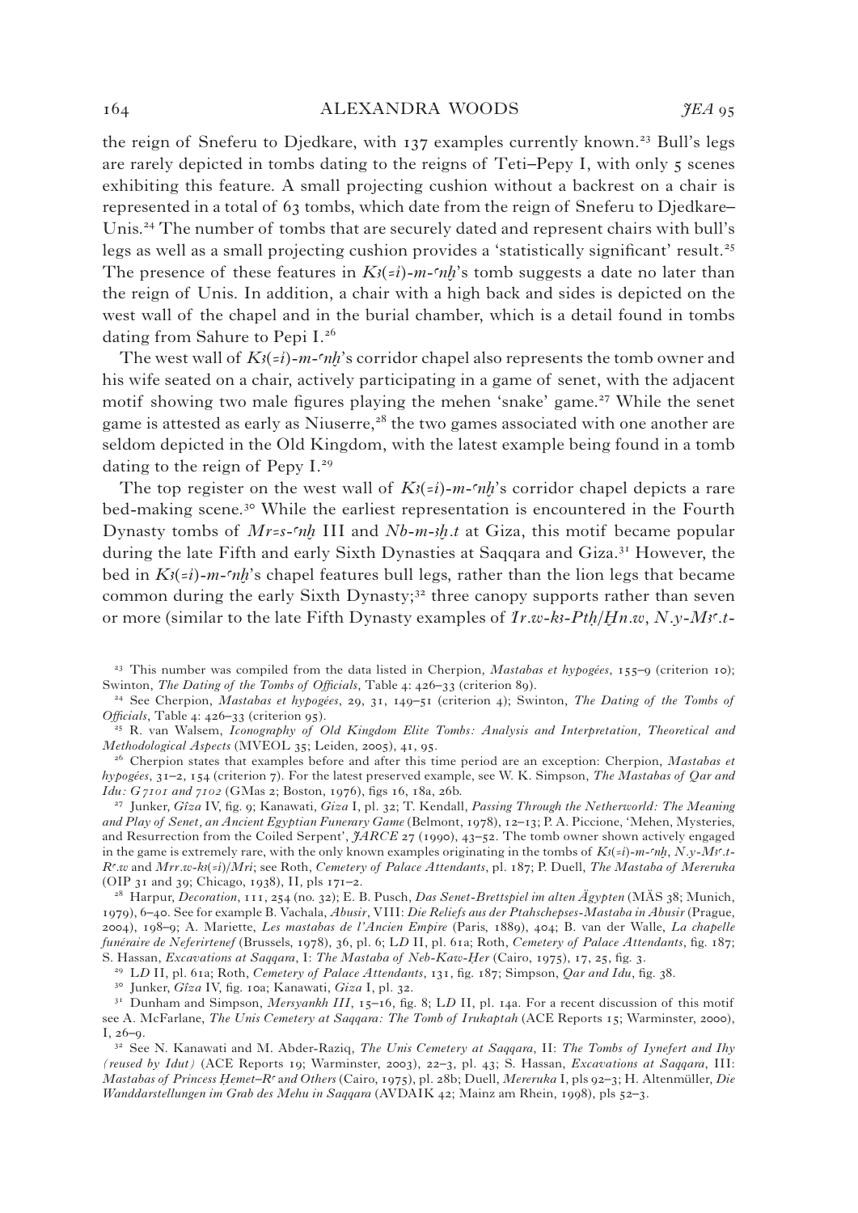the reign of Sneferu to Djedkare, with 137 examples currently known.[23] Bull's legs are rarely depicted in tombs dating to the reigns of Teti–Pepy I, with only 5 scenes exhibiting this feature. A small projecting cushion without a backrest on a chair is represented in a total of 63 tombs, which date from the reign of Sneferu to Djedkare–Unis.[24] The number of tombs that are securely dated and represent chairs with bull's legs as well as a small projecting cushion provides a 'statistically significant' result.[25] The presence of these features in *Kꜣ(=i)-m-ꜥnḫ*'s tomb suggests a date no later than the reign of Unis. In addition, a chair with a high back and sides is depicted on the west wall of the chapel and in the burial chamber, which is a detail found in tombs dating from Sahure to Pepi I.[26]

The west wall of *Kꜣ(=i)-m-ꜥnḫ*'s corridor chapel also represents the tomb owner and his wife seated on a chair, actively participating in a game of senet, with the adjacent motif showing two male figures playing the mehen 'snake' game.[27] While the senet game is attested as early as Niuserre,[28] the two games associated with one another are seldom depicted in the Old Kingdom, with the latest example being found in a tomb dating to the reign of Pepy I.[29]

The top register on the west wall of *Kꜣ(=i)-m-ꜥnḫ*'s corridor chapel depicts a rare bed-making scene.[30] While the earliest representation is encountered in the Fourth Dynasty tombs of *Mr=s-ꜥnḫ* III and *Nb-m-ꜣḫ.t* at Giza, this motif became popular during the late Fifth and early Sixth Dynasties at Saqqara and Giza.[31] However, the bed in *Kꜣ(=i)-m-ꜥnḫ*'s chapel features bull legs, rather than the lion legs that became common during the early Sixth Dynasty;[32] three canopy supports rather than seven or more (similar to the late Fifth Dynasty examples of *Ịr.w-kꜣ-Ptḥ/Ḫn.w*, *N.y-Mꜣꜥ.t-*

---

[23] This number was compiled from the data listed in Cherpion, *Mastabas et hypogées*, 155–9 (criterion 10); Swinton, *The Dating of the Tombs of Officials*, Table 4: 426–33 (criterion 89).

[24] See Cherpion, *Mastabas et hypogées*, 29, 31, 149–51 (criterion 4); Swinton, *The Dating of the Tombs of Officials*, Table 4: 426–33 (criterion 95).

[25] R. van Walsem, *Iconography of Old Kingdom Elite Tombs: Analysis and Interpretation, Theoretical and Methodological Aspects* (MVEOL 35; Leiden, 2005), 41, 95.

[26] Cherpion states that examples before and after this time period are an exception: Cherpion, *Mastabas et hypogées*, 31–2, 154 (criterion 7). For the latest preserved example, see W. K. Simpson, *The Mastabas of Qar and Idu: G 7101 and 7102* (GMas 2; Boston, 1976), figs 16, 18a, 26b.

[27] Junker, *Gîza* IV, fig. 9; Kanawati, *Giza* I, pl. 32; T. Kendall, *Passing Through the Netherworld: The Meaning and Play of Senet, an Ancient Egyptian Funerary Game* (Belmont, 1978), 12–13; P. A. Piccione, 'Mehen, Mysteries, and Resurrection from the Coiled Serpent', *JARCE* 27 (1990), 43–52. The tomb owner shown actively engaged in the game is extremely rare, with the only known examples originating in the tombs of *Kꜣ(=i)-m-ꜥnḫ*, *N.y-Mꜣꜥ.t-Rꜥ.w* and *Mrr.w-kꜣ(=i)/Mri*; see Roth, *Cemetery of Palace Attendants*, pl. 187; P. Duell, *The Mastaba of Mereruka* (OIP 31 and 39; Chicago, 1938), II, pls 171–2.

[28] Harpur, *Decoration*, 111, 254 (no. 32); E. B. Pusch, *Das Senet-Brettspiel im alten Ägypten* (MÄS 38; Munich, 1979), 6–40. See for example B. Vachala, *Abusir*, VIII: *Die Reliefs aus der Ptahschepses-Mastaba in Abusir* (Prague, 2004), 198–9; A. Mariette, *Les mastabas de l'Ancien Empire* (Paris, 1889), 404; B. van der Walle, *La chapelle funéraire de Neferirtenef* (Brussels, 1978), 36, pl. 6; LD II, pl. 61a; Roth, *Cemetery of Palace Attendants*, fig. 187; S. Hassan, *Excavations at Saqqara*, I: *The Mastaba of Neb-Kaw-Ḥer* (Cairo, 1975), 17, 25, fig. 3.

[29] LD II, pl. 61a; Roth, *Cemetery of Palace Attendants*, 131, fig. 187; Simpson, *Qar and Idu*, fig. 38.

[30] Junker, *Gîza* IV, fig. 10a; Kanawati, *Giza* I, pl. 32.

[31] Dunham and Simpson, *Mersyankh III*, 15–16, fig. 8; LD II, pl. 14a. For a recent discussion of this motif see A. McFarlane, *The Unis Cemetery at Saqqara: The Tomb of Irukaptah* (ACE Reports 15; Warminster, 2000), I, 26–9.

[32] See N. Kanawati and M. Abder-Raziq, *The Unis Cemetery at Saqqara*, II: *The Tombs of Iynefert and Ihy (reused by Idut)* (ACE Reports 19; Warminster, 2003), 22–3, pl. 43; S. Hassan, *Excavations at Saqqara*, III: *Mastabas of Princess Ḥemet–Rꜥ and Others* (Cairo, 1975), pl. 28b; Duell, *Mereruka* I, pls 92–3; H. Altenmüller, *Die Wanddarstellungen im Grab des Mehu in Saqqara* (AVDAIK 42; Mainz am Rhein, 1998), pls 52–3.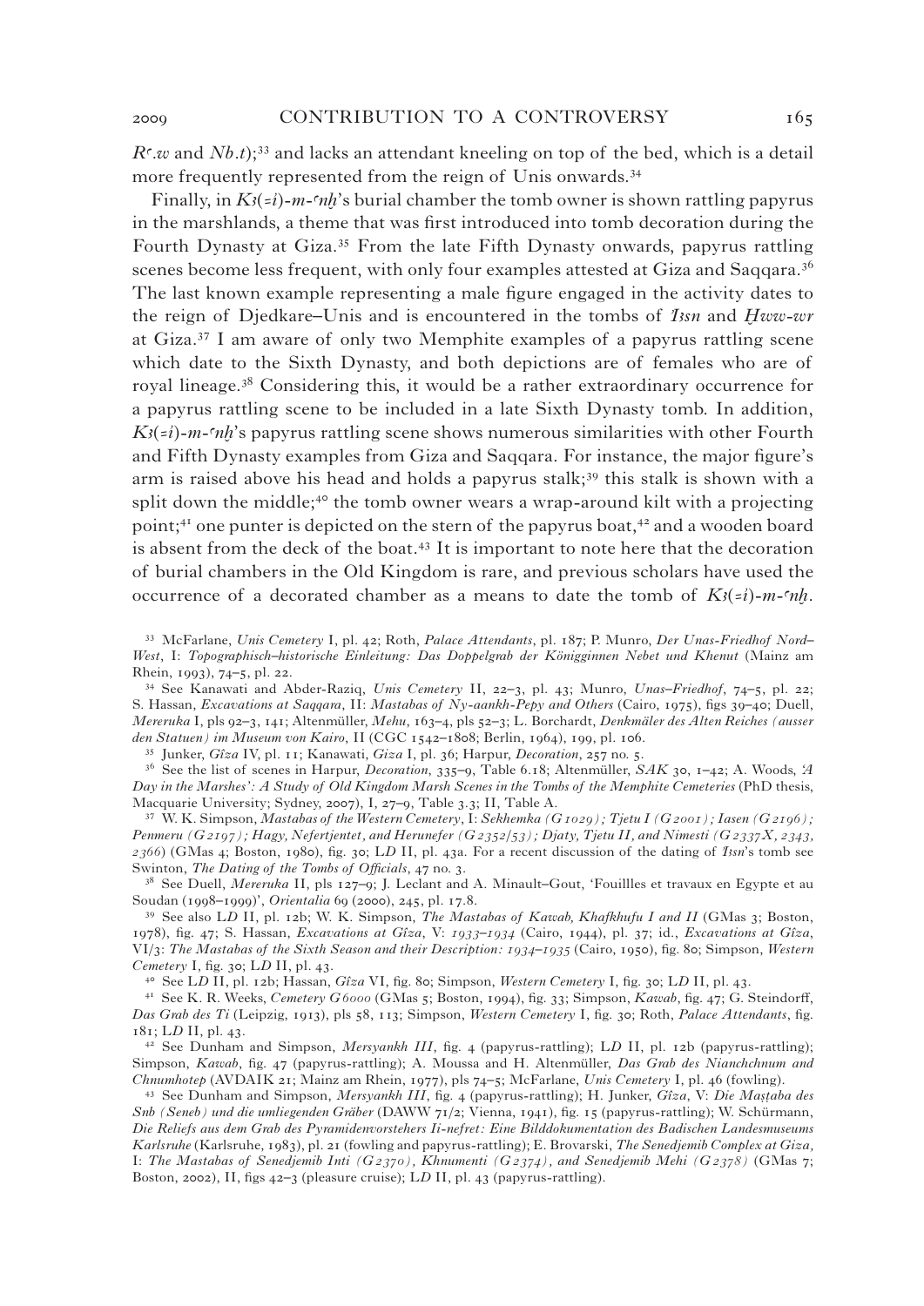*Rꜥ.w* and *Nb.t*);[33] and lacks an attendant kneeling on top of the bed, which is a detail more frequently represented from the reign of Unis onwards.[34]

Finally, in *Kꜣ(=i)-m-ꜥnḫ*'s burial chamber the tomb owner is shown rattling papyrus in the marshlands, a theme that was first introduced into tomb decoration during the Fourth Dynasty at Giza.[35] From the late Fifth Dynasty onwards, papyrus rattling scenes become less frequent, with only four examples attested at Giza and Saqqara.[36] The last known example representing a male figure engaged in the activity dates to the reign of Djedkare–Unis and is encountered in the tombs of *Ꞽꜣsn* and *Ḫww-wr* at Giza.[37] I am aware of only two Memphite examples of a papyrus rattling scene which date to the Sixth Dynasty, and both depictions are of females who are of royal lineage.[38] Considering this, it would be a rather extraordinary occurrence for a papyrus rattling scene to be included in a late Sixth Dynasty tomb. In addition, *Kꜣ(=i)-m-ꜥnḫ*'s papyrus rattling scene shows numerous similarities with other Fourth and Fifth Dynasty examples from Giza and Saqqara. For instance, the major figure's arm is raised above his head and holds a papyrus stalk;[39] this stalk is shown with a split down the middle;[40] the tomb owner wears a wrap-around kilt with a projecting point;[41] one punter is depicted on the stern of the papyrus boat,[42] and a wooden board is absent from the deck of the boat.[43] It is important to note here that the decoration of burial chambers in the Old Kingdom is rare, and previous scholars have used the occurrence of a decorated chamber as a means to date the tomb of *Kꜣ(=i)-m-ꜥnḫ*.

[33] McFarlane, *Unis Cemetery* I, pl. 42; Roth, *Palace Attendants*, pl. 187; P. Munro, *Der Unas-Friedhof Nord–West*, I: *Topographisch–historische Einleitung: Das Doppelgrab der Königginnen Nebet und Khenut* (Mainz am Rhein, 1993), 74–5, pl. 22.

[34] See Kanawati and Abder-Raziq, *Unis Cemetery* II, 22–3, pl. 43; Munro, *Unas–Friedhof*, 74–5, pl. 22; S. Hassan, *Excavations at Saqqara*, II: *Mastabas of Ny-aankh-Pepy and Others* (Cairo, 1975), figs 39–40; Duell, *Mereruka* I, pls 92–3, 141; Altenmüller, *Mehu*, 163–4, pls 52–3; L. Borchardt, *Denkmäler des Alten Reiches (ausser den Statuen) im Museum von Kairo*, II (CGC 1542–1808; Berlin, 1964), 199, pl. 106.

[35] Junker, *Gîza* IV, pl. 11; Kanawati, *Giza* I, pl. 36; Harpur, *Decoration*, 257 no. 5.

[36] See the list of scenes in Harpur, *Decoration*, 335–9, Table 6.18; Altenmüller, *SAK* 30, 1–42; A. Woods, '*A Day in the Marshes': A Study of Old Kingdom Marsh Scenes in the Tombs of the Memphite Cemeteries* (PhD thesis, Macquarie University; Sydney, 2007), I, 27–9, Table 3.3; II, Table A.

[37] W. K. Simpson, *Mastabas of the Western Cemetery*, I: *Sekhemka (G 1029); Tjetu I (G 2001); Iasen (G 2196); Penmeru (G 2197); Hagy, Nefertjentet, and Herunefer (G 2352/53); Djaty, Tjetu II, and Nimesti (G 2337X, 2343, 2366)* (GMas 4; Boston, 1980), fig. 30; LD II, pl. 43a. For a recent discussion of the dating of *Ꞽꜣsn*'s tomb see Swinton, *The Dating of the Tombs of Officials*, 47 no. 3.

[38] See Duell, *Mereruka* II, pls 127–9; J. Leclant and A. Minault–Gout, 'Fouillles et travaux en Egypte et au Soudan (1998–1999)', *Orientalia* 69 (2000), 245, pl. 17.8.

[39] See also LD II, pl. 12b; W. K. Simpson, *The Mastabas of Kawab, Khafkhufu I and II* (GMas 3; Boston, 1978), fig. 47; S. Hassan, *Excavations at Gîza*, V: *1933–1934* (Cairo, 1944), pl. 37; id., *Excavations at Gîza*, VI/3: *The Mastabas of the Sixth Season and their Description: 1934–1935* (Cairo, 1950), fig. 80; Simpson, *Western Cemetery* I, fig. 30; LD II, pl. 43.

[40] See LD II, pl. 12b; Hassan, *Gîza* VI, fig. 80; Simpson, *Western Cemetery* I, fig. 30; LD II, pl. 43.

[41] See K. R. Weeks, *Cemetery G 6000* (GMas 5; Boston, 1994), fig. 33; Simpson, *Kawab*, fig. 47; G. Steindorff, *Das Grab des Ti* (Leipzig, 1913), pls 58, 113; Simpson, *Western Cemetery* I, fig. 30; Roth, *Palace Attendants*, fig. 181; LD II, pl. 43.

[42] See Dunham and Simpson, *Mersyankh III*, fig. 4 (papyrus-rattling); LD II, pl. 12b (papyrus-rattling); Simpson, *Kawab*, fig. 47 (papyrus-rattling); A. Moussa and H. Altenmüller, *Das Grab des Nianchchnum and Chnumhotep* (AVDAIK 21; Mainz am Rhein, 1977), pls 74–5; McFarlane, *Unis Cemetery* I, pl. 46 (fowling).

[43] See Dunham and Simpson, *Mersyankh III*, fig. 4 (papyrus-rattling); H. Junker, *Gîza*, V: *Die Maṣṭaba des Snb (Seneb) und die umliegenden Gräber* (DAWW 71/2; Vienna, 1941), fig. 15 (papyrus-rattling); W. Schürmann, *Die Reliefs aus dem Grab des Pyramidenvorstehers Ii-nefret: Eine Bilddokumentation des Badischen Landesmuseums Karlsruhe* (Karlsruhe, 1983), pl. 21 (fowling and papyrus-rattling); E. Brovarski, *The Senedjemib Complex at Giza*, I: *The Mastabas of Senedjemib Inti (G 2370), Khnumenti (G 2374), and Senedjemib Mehi (G 2378)* (GMas 7; Boston, 2002), II, figs 42–3 (pleasure cruise); LD II, pl. 43 (papyrus-rattling).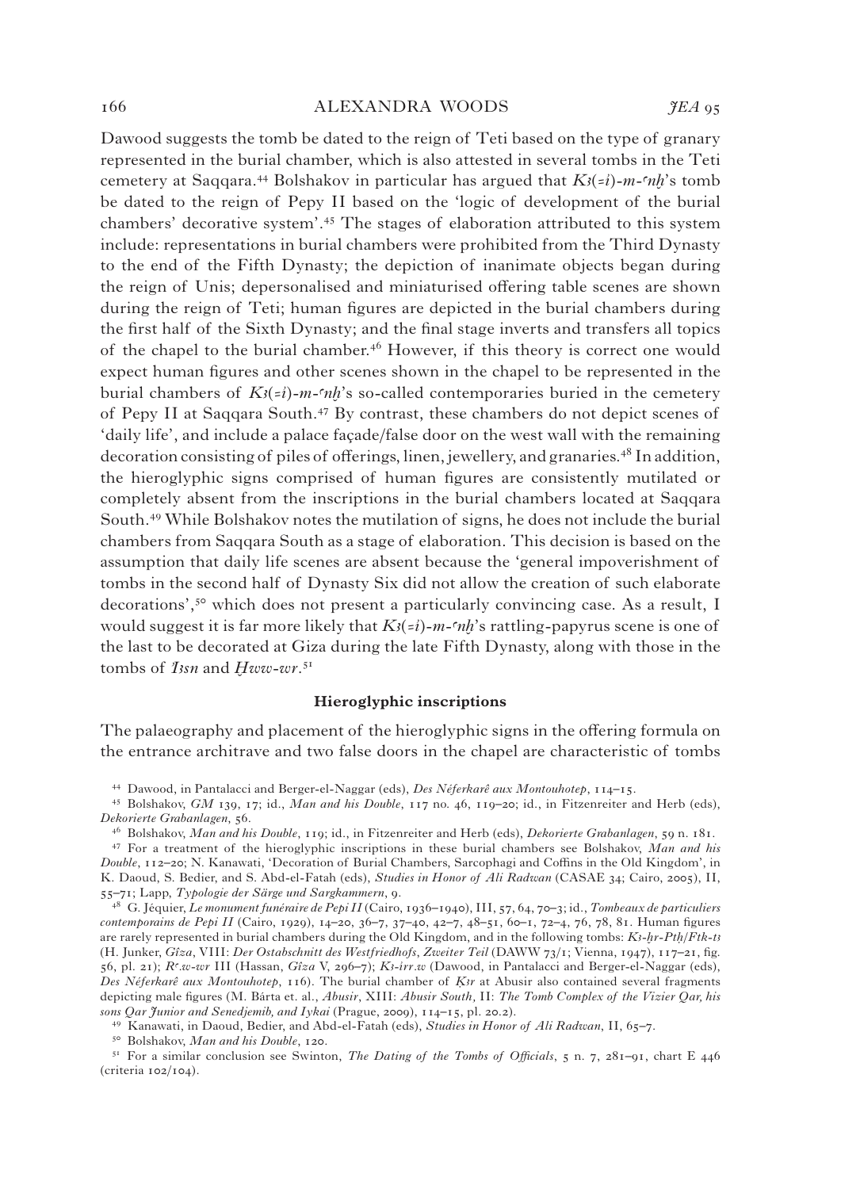Dawood suggests the tomb be dated to the reign of Teti based on the type of granary represented in the burial chamber, which is also attested in several tombs in the Teti cemetery at Saqqara.[44] Bolshakov in particular has argued that *Kꜣ(=i)-m-ꜥnḫ*'s tomb be dated to the reign of Pepy II based on the 'logic of development of the burial chambers' decorative system'.[45] The stages of elaboration attributed to this system include: representations in burial chambers were prohibited from the Third Dynasty to the end of the Fifth Dynasty; the depiction of inanimate objects began during the reign of Unis; depersonalised and miniaturised offering table scenes are shown during the reign of Teti; human figures are depicted in the burial chambers during the first half of the Sixth Dynasty; and the final stage inverts and transfers all topics of the chapel to the burial chamber.[46] However, if this theory is correct one would expect human figures and other scenes shown in the chapel to be represented in the burial chambers of *Kꜣ(=i)-m-ꜥnḫ*'s so-called contemporaries buried in the cemetery of Pepy II at Saqqara South.[47] By contrast, these chambers do not depict scenes of 'daily life', and include a palace façade/false door on the west wall with the remaining decoration consisting of piles of offerings, linen, jewellery, and granaries.[48] In addition, the hieroglyphic signs comprised of human figures are consistently mutilated or completely absent from the inscriptions in the burial chambers located at Saqqara South.[49] While Bolshakov notes the mutilation of signs, he does not include the burial chambers from Saqqara South as a stage of elaboration. This decision is based on the assumption that daily life scenes are absent because the 'general impoverishment of tombs in the second half of Dynasty Six did not allow the creation of such elaborate decorations',[50] which does not present a particularly convincing case. As a result, I would suggest it is far more likely that *Kꜣ(=i)-m-ꜥnḫ*'s rattling-papyrus scene is one of the last to be decorated at Giza during the late Fifth Dynasty, along with those in the tombs of *Ꜣꜣsn* and *Ḫww-wr*.[51]

### Hieroglyphic inscriptions

The palaeography and placement of the hieroglyphic signs in the offering formula on the entrance architrave and two false doors in the chapel are characteristic of tombs

---

[44] Dawood, in Pantalacci and Berger-el-Naggar (eds), *Des Néferkarê aux Montouhotep*, 114–15.

[45] Bolshakov, *GM* 139, 17; id., *Man and his Double*, 117 no. 46, 119–20; id., in Fitzenreiter and Herb (eds), *Dekorierte Grabanlagen*, 56.

[46] Bolshakov, *Man and his Double*, 119; id., in Fitzenreiter and Herb (eds), *Dekorierte Grabanlagen*, 59 n. 181.

[47] For a treatment of the hieroglyphic inscriptions in these burial chambers see Bolshakov, *Man and his Double*, 112–20; N. Kanawati, 'Decoration of Burial Chambers, Sarcophagi and Coffins in the Old Kingdom', in K. Daoud, S. Bedier, and S. Abd-el-Fatah (eds), *Studies in Honor of Ali Radwan* (CASAE 34; Cairo, 2005), II, 55–71; Lapp, *Typologie der Särge und Sargkammern*, 9.

[48] G. Jéquier, *Le monument funéraire de Pepi II* (Cairo, 1936–1940), III, 57, 64, 70–3; id., *Tombeaux de particuliers contemporains de Pepi II* (Cairo, 1929), 14–20, 36–7, 37–40, 42–7, 48–51, 60–1, 72–4, 76, 78, 81. Human figures are rarely represented in burial chambers during the Old Kingdom, and in the following tombs: *Kꜣ-ḥr-Ptḥ/Ftk-tꜣ* (H. Junker, *Gîza*, VIII: *Der Ostabschnitt des Westfriedhofs, Zweiter Teil* (DAWW 73/1; Vienna, 1947), 117–21, fig. 56, pl. 21); *Rꜥ.w-wr* III (Hassan, *Gîza* V, 296–7); *Kꜣ-irr.w* (Dawood, in Pantalacci and Berger-el-Naggar (eds), *Des Néferkarê aux Montouhotep*, 116). The burial chamber of *Ḳꜣr* at Abusir also contained several fragments depicting male figures (M. Bárta et. al., *Abusir*, XIII: *Abusir South*, II: *The Tomb Complex of the Vizier Qar, his sons Qar Junior and Senedjemib, and Iykai* (Prague, 2009), 114–15, pl. 20.2).

[49] Kanawati, in Daoud, Bedier, and Abd-el-Fatah (eds), *Studies in Honor of Ali Radwan*, II, 65–7.

[50] Bolshakov, *Man and his Double*, 120.

[51] For a similar conclusion see Swinton, *The Dating of the Tombs of Officials*, 5 n. 7, 281–91, chart E 446 (criteria 102/104).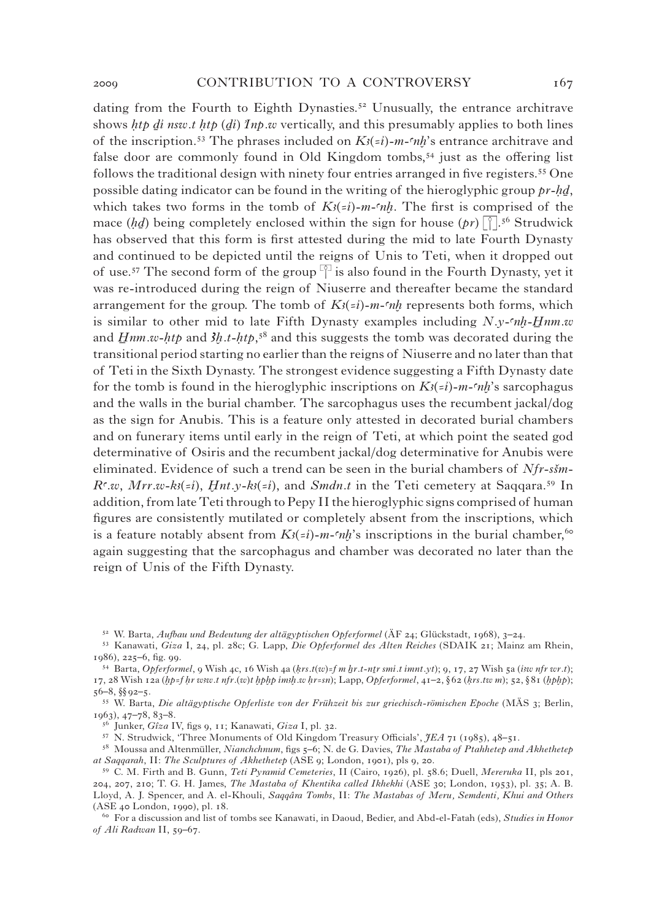dating from the Fourth to Eighth Dynasties.[52] Unusually, the entrance architrave shows *ḥtp ḏi nsw.t ḥtp* (*ḏi*) *Inp.w* vertically, and this presumably applies to both lines of the inscription.[53] The phrases included on *Kꜣ*(*=i*)*-m-ꜥnḫ*'s entrance architrave and false door are commonly found in Old Kingdom tombs,[54] just as the offering list follows the traditional design with ninety four entries arranged in five registers.[55] One possible dating indicator can be found in the writing of the hieroglyphic group *pr-ḥḏ*, which takes two forms in the tomb of *Kꜣ*(*=i*)*-m-ꜥnḫ*. The first is comprised of the mace (*ḥḏ*) being completely enclosed within the sign for house (*pr*) [hieroglyph].[56] Strudwick has observed that this form is first attested during the mid to late Fourth Dynasty and continued to be depicted until the reigns of Unis to Teti, when it dropped out of use.[57] The second form of the group [hieroglyph] is also found in the Fourth Dynasty, yet it was re-introduced during the reign of Niuserre and thereafter became the standard arrangement for the group. The tomb of *Kꜣ*(*=i*)*-m-ꜥnḫ* represents both forms, which is similar to other mid to late Fifth Dynasty examples including *N.y-ꜥnḫ-Ḫnm.w* and *Ḫnm.w-ḥtp* and *ꜣḫ.t-ḥtp*,[58] and this suggests the tomb was decorated during the transitional period starting no earlier than the reigns of Niuserre and no later than that of Teti in the Sixth Dynasty. The strongest evidence suggesting a Fifth Dynasty date for the tomb is found in the hieroglyphic inscriptions on *Kꜣ*(*=i*)*-m-ꜥnḫ*'s sarcophagus and the walls in the burial chamber. The sarcophagus uses the recumbent jackal/dog as the sign for Anubis. This is a feature only attested in decorated burial chambers and on funerary items until early in the reign of Teti, at which point the seated god determinative of Osiris and the recumbent jackal/dog determinative for Anubis were eliminated. Evidence of such a trend can be seen in the burial chambers of *Nfr-sšm-Rꜥ.w*, *Mrr.w-kꜣ*(*=i*), *Ḫnt.y-kꜣ*(*=i*), and *Smdn.t* in the Teti cemetery at Saqqara.[59] In addition, from late Teti through to Pepy II the hieroglyphic signs comprised of human figures are consistently mutilated or completely absent from the inscriptions, which is a feature notably absent from *Kꜣ*(*=i*)*-m-ꜥnḫ*'s inscriptions in the burial chamber,[60] again suggesting that the sarcophagus and chamber was decorated no later than the reign of Unis of the Fifth Dynasty.

---

[52] W. Barta, *Aufbau und Bedeutung der altägyptischen Opferformel* (ÄF 24; Glückstadt, 1968), 3–24.

[53] Kanawati, *Giza* I, 24, pl. 28c; G. Lapp, *Die Opferformel des Alten Reiches* (SDAIK 21; Mainz am Rhein, 1986), 225–6, fig. 99.

[54] Barta, *Opferformel*, 9 Wish 4c, 16 Wish 4a (*ḳrs.t*(*w*)*=f m ḫr.t-nṯr smi.t imnt.yt*); 9, 17, 27 Wish 5a (*iꜣw nfr wr.t*); 17, 28 Wish 12a (*ḥp=f ḥr wꜣw.t nfr.*(*w*)*t ḥpḥp imꜣḫ.w ḥr=sn*); Lapp, *Opferformel*, 41–2, §62 (*ḳrs.tw m*); 52, §81 (*ḥpḥp*); 56–8, §§92–5.

[55] W. Barta, *Die altägyptische Opferliste von der Frühzeit bis zur griechisch-römischen Epoche* (MÄS 3; Berlin, 1963), 47–78, 83–8.

[56] Junker, *Gîza* IV, figs 9, 11; Kanawati, *Giza* I, pl. 32.

[57] N. Strudwick, 'Three Monuments of Old Kingdom Treasury Officials', *JEA* 71 (1985), 48–51.

[58] Moussa and Altenmüller, *Nianchchnum*, figs 5–6; N. de G. Davies, *The Mastaba of Ptahhetep and Akhethetep at Saqqarah*, II: *The Sculptures of Akhethetep* (ASE 9; London, 1901), pls 9, 20.

[59] C. M. Firth and B. Gunn, *Teti Pyramid Cemeteries*, II (Cairo, 1926), pl. 58.6; Duell, *Mereruka* II, pls 201, 204, 207, 210; T. G. H. James, *The Mastaba of Khentika called Ikhekhi* (ASE 30; London, 1953), pl. 35; A. B. Lloyd, A. J. Spencer, and A. el-Khouli, *Saqqâra Tombs*, II: *The Mastabas of Meru, Semdenti, Khui and Others* (ASE 40 London, 1990), pl. 18.

[60] For a discussion and list of tombs see Kanawati, in Daoud, Bedier, and Abd-el-Fatah (eds), *Studies in Honor of Ali Radwan* II, 59–67.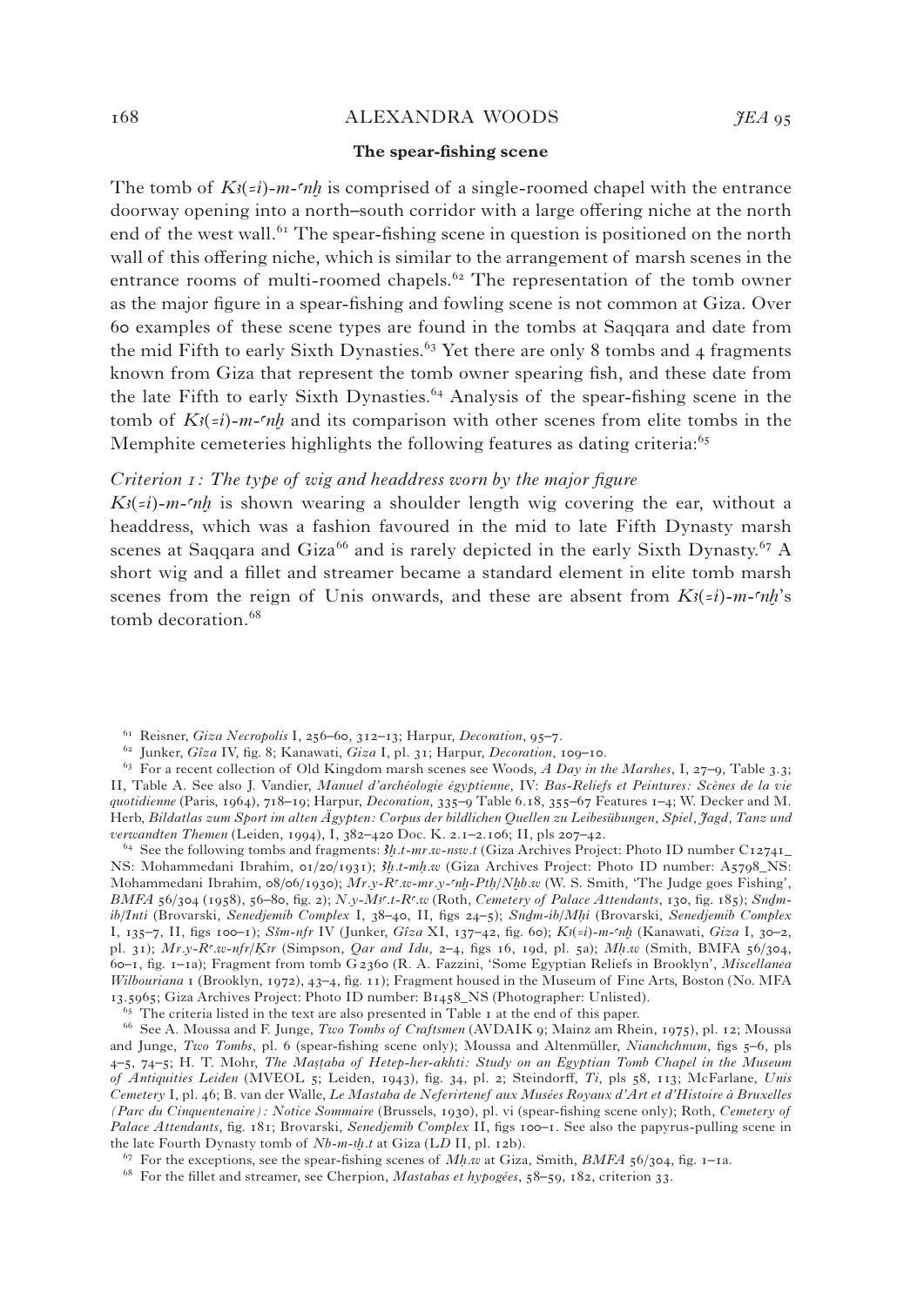### The spear-fishing scene

The tomb of *Kꜣ(=i)-m-ꜥnḫ* is comprised of a single-roomed chapel with the entrance doorway opening into a north–south corridor with a large offering niche at the north end of the west wall.[61] The spear-fishing scene in question is positioned on the north wall of this offering niche, which is similar to the arrangement of marsh scenes in the entrance rooms of multi-roomed chapels.[62] The representation of the tomb owner as the major figure in a spear-fishing and fowling scene is not common at Giza. Over 60 examples of these scene types are found in the tombs at Saqqara and date from the mid Fifth to early Sixth Dynasties.[63] Yet there are only 8 tombs and 4 fragments known from Giza that represent the tomb owner spearing fish, and these date from the late Fifth to early Sixth Dynasties.[64] Analysis of the spear-fishing scene in the tomb of *Kꜣ(=i)-m-ꜥnḫ* and its comparison with other scenes from elite tombs in the Memphite cemeteries highlights the following features as dating criteria:[65]

*Criterion 1: The type of wig and headdress worn by the major figure*

*Kꜣ(=i)-m-ꜥnḫ* is shown wearing a shoulder length wig covering the ear, without a headdress, which was a fashion favoured in the mid to late Fifth Dynasty marsh scenes at Saqqara and Giza[66] and is rarely depicted in the early Sixth Dynasty.[67] A short wig and a fillet and streamer became a standard element in elite tomb marsh scenes from the reign of Unis onwards, and these are absent from *Kꜣ(=i)-m-ꜥnḫ*'s tomb decoration.[68]

---

[61] Reisner, *Giza Necropolis* I, 256–60, 312–13; Harpur, *Decoration*, 95–7.

[62] Junker, *Gîza* IV, fig. 8; Kanawati, *Giza* I, pl. 31; Harpur, *Decoration*, 109–10.

[63] For a recent collection of Old Kingdom marsh scenes see Woods, *A Day in the Marshes*, I, 27–9, Table 3.3; II, Table A. See also J. Vandier, *Manuel d'archéologie égyptienne*, IV: *Bas-Reliefs et Peintures: Scènes de la vie quotidienne* (Paris, 1964), 718–19; Harpur, *Decoration*, 335–9 Table 6.18, 355–67 Features 1–4; W. Decker and M. Herb, *Bildatlas zum Sport im alten Ägypten: Corpus der bildlichen Quellen zu Leibesübungen, Spiel, Jagd, Tanz und verwandten Themen* (Leiden, 1994), I, 382–420 Doc. K. 2.1–2.106; II, pls 207–42.

[64] See the following tombs and fragments: *Ꜣḫ.t-mr.w-nsw.t* (Giza Archives Project: Photo ID number C12741_NS: Mohammedani Ibrahim, 01/20/1931); *Ꜣḫ.t-mḥ.w* (Giza Archives Project: Photo ID number: A5798_NS: Mohammedani Ibrahim, 08/06/1930); *Mr.y-Rꜥ.w-mr.y-ꜥnḫ-Ptḥ/Nḫb.w* (W. S. Smith, 'The Judge goes Fishing', *BMFA* 56/304 (1958), 56–80, fig. 2); *N.y-Mꜣꜥ.t-Rꜥ.w* (Roth, *Cemetery of Palace Attendants*, 130, fig. 185); *Snḏm-ib/Inti* (Brovarski, *Senedjemib Complex* I, 38–40, II, figs 24–5); *Snḏm-ib/Mḥi* (Brovarski, *Senedjemib Complex* I, 135–7, II, figs 100–1); *Sšm-nfr* IV (Junker, *Gîza* XI, 137–42, fig. 60); *Kꜣ(=i)-m-ꜥnḫ* (Kanawati, *Giza* I, 30–2, pl. 31); *Mr.y-Rꜥ.w-nfr/Ḳꜣr* (Simpson, *Qar and Idu*, 2–4, figs 16, 19d, pl. 5a); *Mḥ.w* (Smith, BMFA 56/304, 60–1, fig. 1–1a); Fragment from tomb G 2360 (R. A. Fazzini, 'Some Egyptian Reliefs in Brooklyn', *Miscellanea Wilbouriana* 1 (Brooklyn, 1972), 43–4, fig. 11); Fragment housed in the Museum of Fine Arts, Boston (No. MFA 13.5965; Giza Archives Project: Photo ID number: B1458_NS (Photographer: Unlisted).

[65] The criteria listed in the text are also presented in Table 1 at the end of this paper.

[66] See A. Moussa and F. Junge, *Two Tombs of Craftsmen* (AVDAIK 9; Mainz am Rhein, 1975), pl. 12; Moussa and Junge, *Two Tombs*, pl. 6 (spear-fishing scene only); Moussa and Altenmüller, *Nianchchnum*, figs 5–6, pls 4–5, 74–5; H. T. Mohr, *The Maṣṭaba of Hetep-her-akhti: Study on an Egyptian Tomb Chapel in the Museum of Antiquities Leiden* (MVEOL 5; Leiden, 1943), fig. 34, pl. 2; Steindorff, *Ti*, pls 58, 113; McFarlane, *Unis Cemetery* I, pl. 46; B. van der Walle, *Le Mastaba de Neferirtenef aux Musées Royaux d'Art et d'Histoire à Bruxelles (Parc du Cinquentenaire): Notice Sommaire* (Brussels, 1930), pl. vi (spear-fishing scene only); Roth, *Cemetery of Palace Attendants*, fig. 181; Brovarski, *Senedjemib Complex* II, figs 100–1. See also the papyrus-pulling scene in the late Fourth Dynasty tomb of *Nb-m-Ꜣḫ.t* at Giza (LD II, pl. 12b).

[67] For the exceptions, see the spear-fishing scenes of *Mḥ.w* at Giza, Smith, *BMFA* 56/304, fig. 1–1a.

[68] For the fillet and streamer, see Cherpion, *Mastabas et hypogées*, 58–59, 182, criterion 33.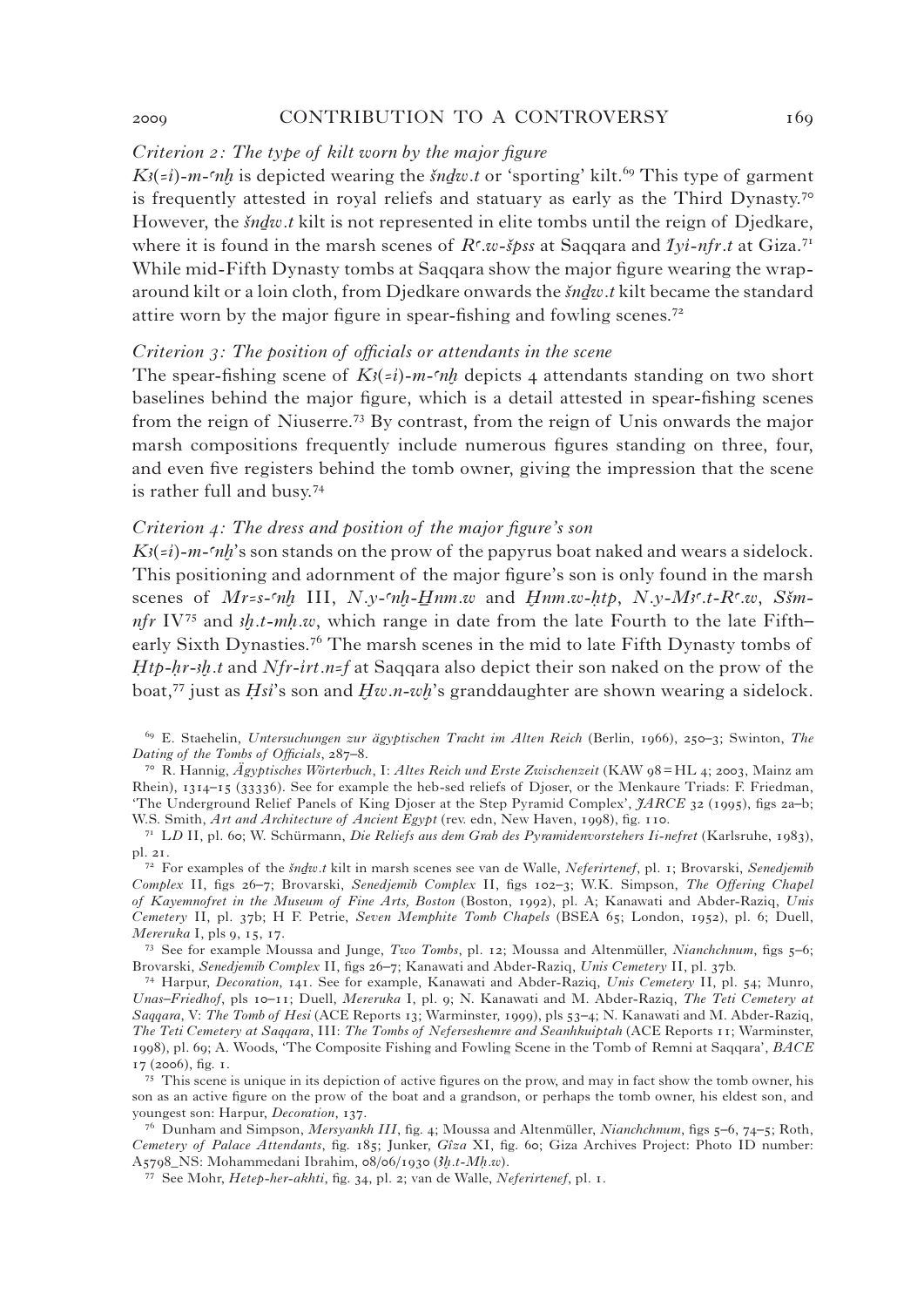*Criterion 2: The type of kilt worn by the major figure*

*K3(=i)-m-ꜥnḫ* is depicted wearing the *šndw.t* or 'sporting' kilt.[69] This type of garment is frequently attested in royal reliefs and statuary as early as the Third Dynasty.[70] However, the *šndw.t* kilt is not represented in elite tombs until the reign of Djedkare, where it is found in the marsh scenes of *Rꜥ.w-špss* at Saqqara and *Iyi-nfr.t* at Giza.[71] While mid-Fifth Dynasty tombs at Saqqara show the major figure wearing the wrap-around kilt or a loin cloth, from Djedkare onwards the *šndw.t* kilt became the standard attire worn by the major figure in spear-fishing and fowling scenes.[72]

*Criterion 3: The position of officials or attendants in the scene*

The spear-fishing scene of *K3(=i)-m-ꜥnḫ* depicts 4 attendants standing on two short baselines behind the major figure, which is a detail attested in spear-fishing scenes from the reign of Niuserre.[73] By contrast, from the reign of Unis onwards the major marsh compositions frequently include numerous figures standing on three, four, and even five registers behind the tomb owner, giving the impression that the scene is rather full and busy.[74]

*Criterion 4: The dress and position of the major figure's son*

*K3(=i)-m-ꜥnḫ*'s son stands on the prow of the papyrus boat naked and wears a sidelock. This positioning and adornment of the major figure's son is only found in the marsh scenes of *Mr=s-ꜥnḫ* III, *N.y-ꜥnḫ-Ḫnm.w* and *Ḫnm.w-ḥtp*, *N.y-M3ꜥ.t-Rꜥ.w*, *Sšm-nfr* IV[75] and *3ḫ.t-mḥ.w*, which range in date from the late Fourth to the late Fifth–early Sixth Dynasties.[76] The marsh scenes in the mid to late Fifth Dynasty tombs of *Ḥtp-ḥr-3ḫ.t* and *Nfr-irt.n=f* at Saqqara also depict their son naked on the prow of the boat,[77] just as *Ḥsi*'s son and *Ḫw.n-wḫ*'s granddaughter are shown wearing a sidelock.

---

[69] E. Staehelin, *Untersuchungen zur ägyptischen Tracht im Alten Reich* (Berlin, 1966), 250–3; Swinton, *The Dating of the Tombs of Officials*, 287–8.

[70] R. Hannig, *Ägyptisches Wörterbuch*, I: *Altes Reich und Erste Zwischenzeit* (KAW 98 = HL 4; 2003, Mainz am Rhein), 1314–15 (33336). See for example the heb-sed reliefs of Djoser, or the Menkaure Triads: F. Friedman, 'The Underground Relief Panels of King Djoser at the Step Pyramid Complex', *JARCE* 32 (1995), figs 2a–b; W.S. Smith, *Art and Architecture of Ancient Egypt* (rev. edn, New Haven, 1998), fig. 110.

[71] *LD* II, pl. 60; W. Schürmann, *Die Reliefs aus dem Grab des Pyramidenvorstehers Ii-nefret* (Karlsruhe, 1983), pl. 21.

[72] For examples of the *šndw.t* kilt in marsh scenes see van de Walle, *Neferirtenef*, pl. 1; Brovarski, *Senedjemib Complex* II, figs 26–7; Brovarski, *Senedjemib Complex* II, figs 102–3; W.K. Simpson, *The Offering Chapel of Kayemnofret in the Museum of Fine Arts, Boston* (Boston, 1992), pl. A; Kanawati and Abder-Raziq, *Unis Cemetery* II, pl. 37b; H F. Petrie, *Seven Memphite Tomb Chapels* (BSEA 65; London, 1952), pl. 6; Duell, *Mereruka* I, pls 9, 15, 17.

[73] See for example Moussa and Junge, *Two Tombs*, pl. 12; Moussa and Altenmüller, *Nianchchnum*, figs 5–6; Brovarski, *Senedjemib Complex* II, figs 26–7; Kanawati and Abder-Raziq, *Unis Cemetery* II, pl. 37b.

[74] Harpur, *Decoration*, 141. See for example, Kanawati and Abder-Raziq, *Unis Cemetery* II, pl. 54; Munro, *Unas-Friedhof*, pls 10–11; Duell, *Mereruka* I, pl. 9; N. Kanawati and M. Abder-Raziq, *The Teti Cemetery at Saqqara*, V: *The Tomb of Hesi* (ACE Reports 13; Warminster, 1999), pls 53–4; N. Kanawati and M. Abder-Raziq, *The Teti Cemetery at Saqqara*, III: *The Tombs of Neferseshemre and Seankhuiptah* (ACE Reports 11; Warminster, 1998), pl. 69; A. Woods, 'The Composite Fishing and Fowling Scene in the Tomb of Remni at Saqqara', *BACE* 17 (2006), fig. 1.

[75] This scene is unique in its depiction of active figures on the prow, and may in fact show the tomb owner, his son as an active figure on the prow of the boat and a grandson, or perhaps the tomb owner, his eldest son, and youngest son: Harpur, *Decoration*, 137.

[76] Dunham and Simpson, *Mersyankh III*, fig. 4; Moussa and Altenmüller, *Nianchchnum*, figs 5–6, 74–5; Roth, *Cemetery of Palace Attendants*, fig. 185; Junker, *Gîza* XI, fig. 60; Giza Archives Project: Photo ID number: A5798_NS: Mohammedani Ibrahim, 08/06/1930 (*3ḫ.t-Mḥ.w*).

[77] See Mohr, *Hetep-her-akhti*, fig. 34, pl. 2; van de Walle, *Neferirtenef*, pl. 1.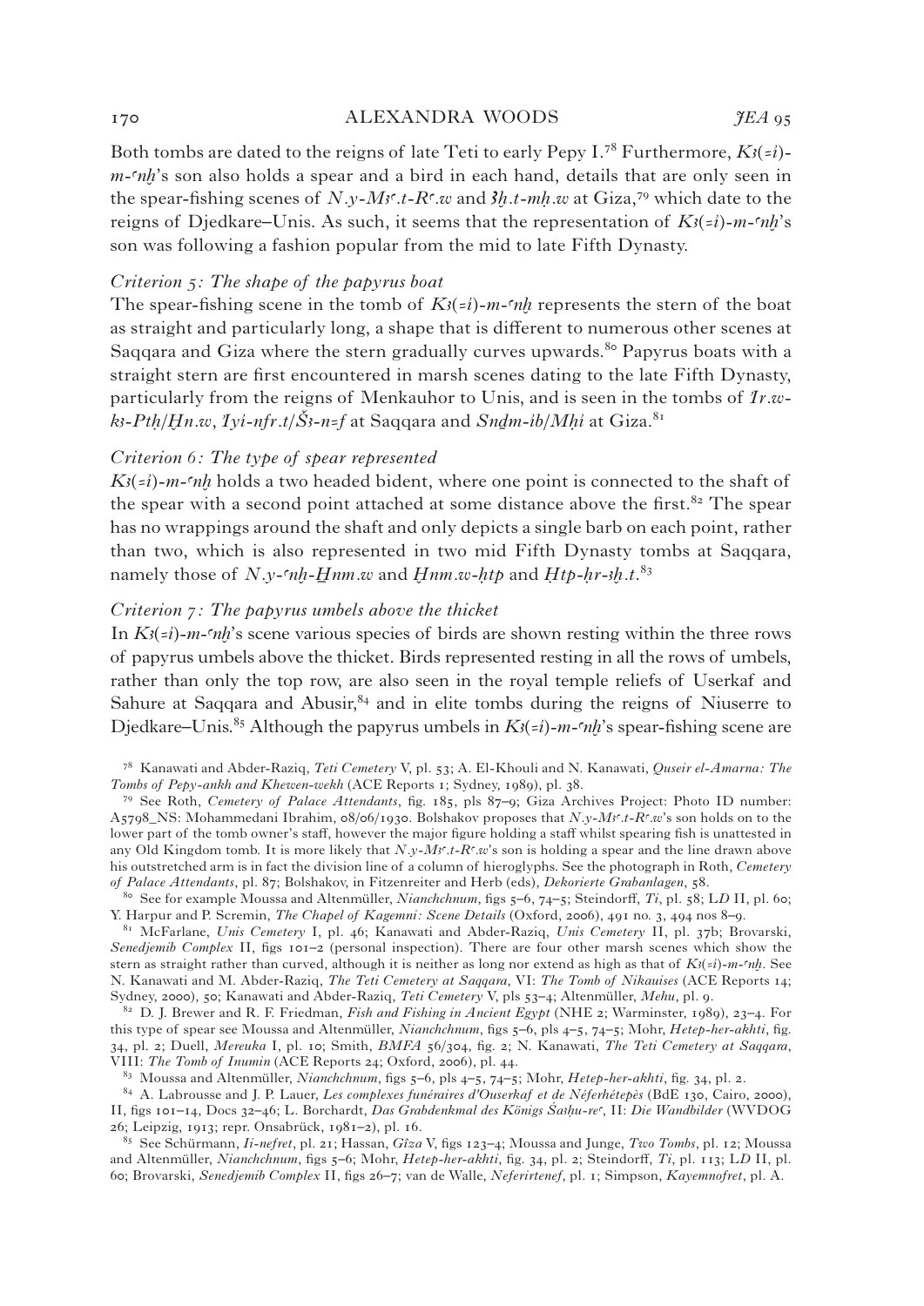Both tombs are dated to the reigns of late Teti to early Pepy I.[78] Furthermore, *Kꜣ(=i)-m-ꜥnḫ*'s son also holds a spear and a bird in each hand, details that are only seen in the spear-fishing scenes of *N.y-Mꜣꜥ.t-Rꜥ.w* and *Ꜣḫ.t-mḥ.w* at Giza,[79] which date to the reigns of Djedkare–Unis. As such, it seems that the representation of *Kꜣ(=i)-m-ꜥnḫ*'s son was following a fashion popular from the mid to late Fifth Dynasty.

*Criterion 5: The shape of the papyrus boat*

The spear-fishing scene in the tomb of *Kꜣ(=i)-m-ꜥnḫ* represents the stern of the boat as straight and particularly long, a shape that is different to numerous other scenes at Saqqara and Giza where the stern gradually curves upwards.[80] Papyrus boats with a straight stern are first encountered in marsh scenes dating to the late Fifth Dynasty, particularly from the reigns of Menkauhor to Unis, and is seen in the tombs of *Ỉr.w-kꜣ-Ptḥ/Ḫn.w*, *Ỉyi-nfr.t/Šꜣ-n=f* at Saqqara and *Snḏm-ib/Mḥi* at Giza.[81]

*Criterion 6: The type of spear represented*

*Kꜣ(=i)-m-ꜥnḫ* holds a two headed bident, where one point is connected to the shaft of the spear with a second point attached at some distance above the first.[82] The spear has no wrappings around the shaft and only depicts a single barb on each point, rather than two, which is also represented in two mid Fifth Dynasty tombs at Saqqara, namely those of *N.y-ꜥnḫ-Ḫnm.w* and *Ḫnm.w-ḥtp* and *Ḥtp-ḥr-ꜣḫ.t*.[83]

*Criterion 7: The papyrus umbels above the thicket*

In *Kꜣ(=i)-m-ꜥnḫ*'s scene various species of birds are shown resting within the three rows of papyrus umbels above the thicket. Birds represented resting in all the rows of umbels, rather than only the top row, are also seen in the royal temple reliefs of Userkaf and Sahure at Saqqara and Abusir,[84] and in elite tombs during the reigns of Niuserre to Djedkare–Unis.[85] Although the papyrus umbels in *Kꜣ(=i)-m-ꜥnḫ*'s spear-fishing scene are

[78] Kanawati and Abder-Raziq, *Teti Cemetery* V, pl. 53; A. El-Khouli and N. Kanawati, *Quseir el-Amarna: The Tombs of Pepy-ankh and Khewen-wekh* (ACE Reports 1; Sydney, 1989), pl. 38.

[79] See Roth, *Cemetery of Palace Attendants*, fig. 185, pls 87–9; Giza Archives Project: Photo ID number: A5798_NS: Mohammedani Ibrahim, 08/06/1930. Bolshakov proposes that *N.y-Mꜣꜥ.t-Rꜥ.w*'s son holds on to the lower part of the tomb owner's staff, however the major figure holding a staff whilst spearing fish is unattested in any Old Kingdom tomb. It is more likely that *N.y-Mꜣꜥ.t-Rꜥ.w*'s son is holding a spear and the line drawn above his outstretched arm is in fact the division line of a column of hieroglyphs. See the photograph in Roth, *Cemetery of Palace Attendants*, pl. 87; Bolshakov, in Fitzenreiter and Herb (eds), *Dekorierte Grabanlagen*, 58.

[80] See for example Moussa and Altenmüller, *Nianchchnum*, figs 5–6, 74–5; Steindorff, *Ti*, pl. 58; LD II, pl. 60; Y. Harpur and P. Scremin, *The Chapel of Kagemni: Scene Details* (Oxford, 2006), 491 no. 3, 494 nos 8–9.

[81] McFarlane, *Unis Cemetery* I, pl. 46; Kanawati and Abder-Raziq, *Unis Cemetery* II, pl. 37b; Brovarski, *Senedjemib Complex* II, figs 101–2 (personal inspection). There are four other marsh scenes which show the stern as straight rather than curved, although it is neither as long nor extend as high as that of *Kꜣ(=i)-m-ꜥnḫ*. See N. Kanawati and M. Abder-Raziq, *The Teti Cemetery at Saqqara*, VI: *The Tomb of Nikauises* (ACE Reports 14; Sydney, 2000), 50; Kanawati and Abder-Raziq, *Teti Cemetery* V, pls 53–4; Altenmüller, *Mehu*, pl. 9.

[82] D. J. Brewer and R. F. Friedman, *Fish and Fishing in Ancient Egypt* (NHE 2; Warminster, 1989), 23–4. For this type of spear see Moussa and Altenmüller, *Nianchchnum*, figs 5–6, pls 4–5, 74–5; Mohr, *Hetep-her-akhti*, fig. 34, pl. 2; Duell, *Mereuka* I, pl. 10; Smith, *BMFA* 56/304, fig. 2; N. Kanawati, *The Teti Cemetery at Saqqara*, VIII: *The Tomb of Inumin* (ACE Reports 24; Oxford, 2006), pl. 44.

[83] Moussa and Altenmüller, *Nianchchnum*, figs 5–6, pls 4–5, 74–5; Mohr, *Hetep-her-akhti*, fig. 34, pl. 2.

[84] A. Labrousse and J. P. Lauer, *Les complexes funéraires d'Ouserkaf et de Néferhétepès* (BdE 130, Cairo, 2000), II, figs 101–14, Docs 32–46; L. Borchardt, *Das Grabdenkmal des Königs Śaḥu-reꜥ*, II: *Die Wandbilder* (WVDOG 26; Leipzig, 1913; repr. Onsabrück, 1981–2), pl. 16.

[85] See Schürmann, *Ii-nefret*, pl. 21; Hassan, *Gîza* V, figs 123–4; Moussa and Junge, *Two Tombs*, pl. 12; Moussa and Altenmüller, *Nianchchnum*, figs 5–6; Mohr, *Hetep-her-akhti*, fig. 34, pl. 2; Steindorff, *Ti*, pl. 113; LD II, pl. 60; Brovarski, *Senedjemib Complex* II, figs 26–7; van de Walle, *Neferirtenef*, pl. 1; Simpson, *Kayemnofret*, pl. A.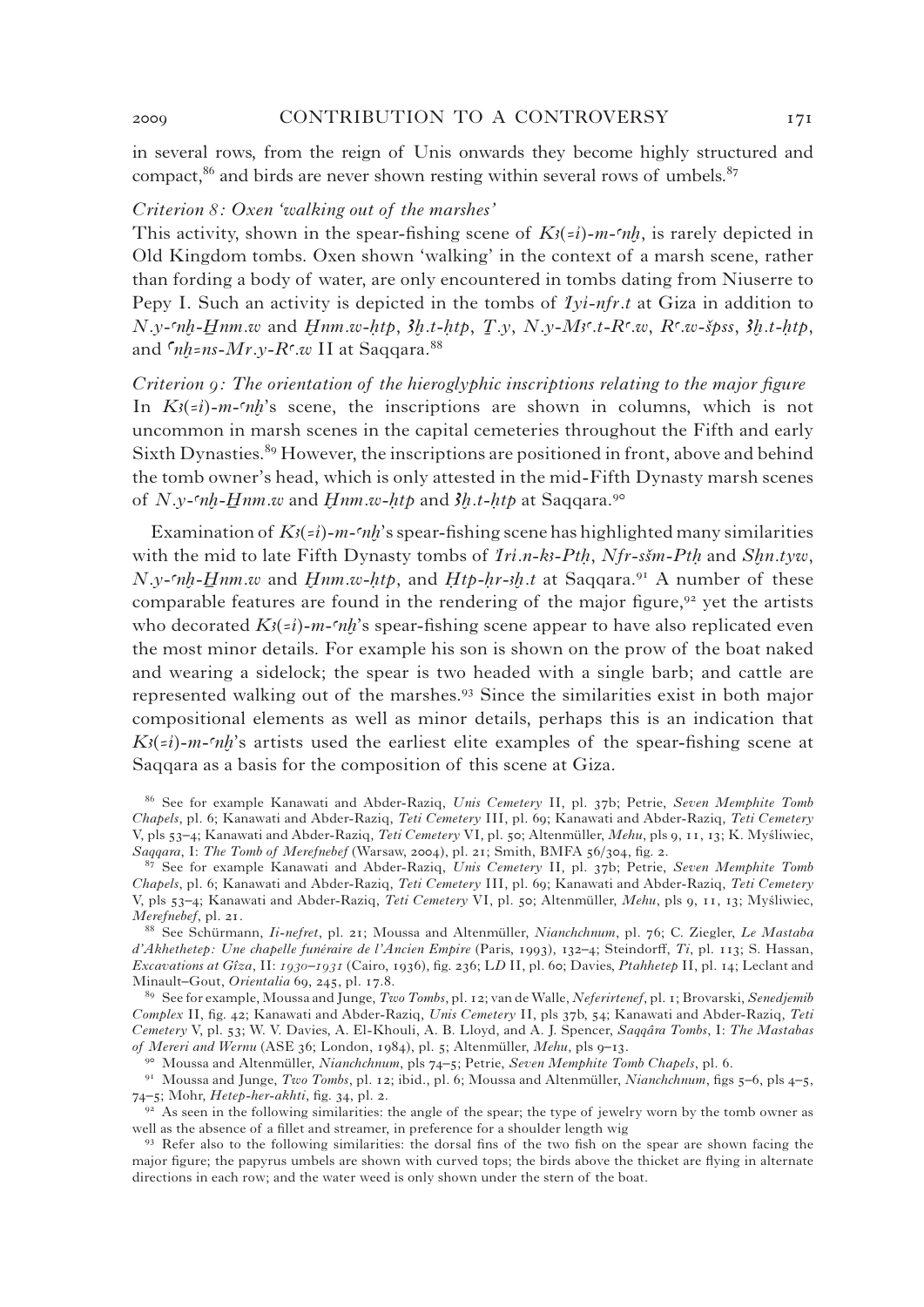in several rows, from the reign of Unis onwards they become highly structured and compact,[86] and birds are never shown resting within several rows of umbels.[87]

*Criterion 8: Oxen 'walking out of the marshes'*

This activity, shown in the spear-fishing scene of *Kꜣ(=i)-m-ꜥnḫ*, is rarely depicted in Old Kingdom tombs. Oxen shown 'walking' in the context of a marsh scene, rather than fording a body of water, are only encountered in tombs dating from Niuserre to Pepy I. Such an activity is depicted in the tombs of *Ỉyi-nfr.t* at Giza in addition to *N.y-ꜥnḫ-H̱nm.w* and *Ḫnm.w-ḥtp*, *ꜣḫ.t-ḥtp*, *Ṯ.y*, *N.y-Mꜣꜥ.t-Rꜥ.w*, *Rꜥ.w-špss*, *ꜣḫ.t-ḥtp*, and *ꜥnḫ=ns-Mr.y-Rꜥ.w* II at Saqqara.[88]

*Criterion 9: The orientation of the hieroglyphic inscriptions relating to the major figure*

In *Kꜣ(=i)-m-ꜥnḫ*'s scene, the inscriptions are shown in columns, which is not uncommon in marsh scenes in the capital cemeteries throughout the Fifth and early Sixth Dynasties.[89] However, the inscriptions are positioned in front, above and behind the tomb owner's head, which is only attested in the mid-Fifth Dynasty marsh scenes of *N.y-ꜥnḫ-H̱nm.w* and *Ḫnm.w-ḥtp* and *ꜣḫ.t-ḥtp* at Saqqara.[90]

Examination of *Kꜣ(=i)-m-ꜥnḫ*'s spear-fishing scene has highlighted many similarities with the mid to late Fifth Dynasty tombs of *Ỉri.n-kꜣ-Ptḥ*, *Nfr-sšm-Ptḥ* and *Sḫn.tyw*, *N.y-ꜥnḫ-H̱nm.w* and *Ḫnm.w-ḥtp*, and *Ḥtp-ḥr-ꜣḫ.t* at Saqqara.[91] A number of these comparable features are found in the rendering of the major figure,[92] yet the artists who decorated *Kꜣ(=i)-m-ꜥnḫ*'s spear-fishing scene appear to have also replicated even the most minor details. For example his son is shown on the prow of the boat naked and wearing a sidelock; the spear is two headed with a single barb; and cattle are represented walking out of the marshes.[93] Since the similarities exist in both major compositional elements as well as minor details, perhaps this is an indication that *Kꜣ(=i)-m-ꜥnḫ*'s artists used the earliest elite examples of the spear-fishing scene at Saqqara as a basis for the composition of this scene at Giza.

[86] See for example Kanawati and Abder-Raziq, *Unis Cemetery* II, pl. 37b; Petrie, *Seven Memphite Tomb Chapels*, pl. 6; Kanawati and Abder-Raziq, *Teti Cemetery* III, pl. 69; Kanawati and Abder-Raziq, *Teti Cemetery* V, pls 53–4; Kanawati and Abder-Raziq, *Teti Cemetery* VI, pl. 50; Altenmüller, *Mehu*, pls 9, 11, 13; K. Myśliwiec, *Saqqara*, I: *The Tomb of Merefnebef* (Warsaw, 2004), pl. 21; Smith, BMFA 56/304, fig. 2.

[87] See for example Kanawati and Abder-Raziq, *Unis Cemetery* II, pl. 37b; Petrie, *Seven Memphite Tomb Chapels*, pl. 6; Kanawati and Abder-Raziq, *Teti Cemetery* III, pl. 69; Kanawati and Abder-Raziq, *Teti Cemetery* V, pls 53–4; Kanawati and Abder-Raziq, *Teti Cemetery* VI, pl. 50; Altenmüller, *Mehu*, pls 9, 11, 13; Myśliwiec, *Merefnebef*, pl. 21.

[88] See Schürmann, *Ii-nefret*, pl. 21; Moussa and Altenmüller, *Nianchchnum*, pl. 76; C. Ziegler, *Le Mastaba d'Akhethetep: Une chapelle funéraire de l'Ancien Empire* (Paris, 1993), 132–4; Steindorff, *Ti*, pl. 113; S. Hassan, *Excavations at Gîza*, II: *1930–1931* (Cairo, 1936), fig. 236; LD II, pl. 60; Davies, *Ptahhetep* II, pl. 14; Leclant and Minault-Gout, *Orientalia* 69, 245, pl. 17.8.

[89] See for example, Moussa and Junge, *Two Tombs*, pl. 12; van de Walle, *Neferirtenef*, pl. 1; Brovarski, *Senedjemib Complex* II, fig. 42; Kanawati and Abder-Raziq, *Unis Cemetery* II, pls 37b, 54; Kanawati and Abder-Raziq, *Teti Cemetery* V, pl. 53; W. V. Davies, A. El-Khouli, A. B. Lloyd, and A. J. Spencer, *Saqqâra Tombs*, I: *The Mastabas of Mereri and Wernu* (ASE 36; London, 1984), pl. 5; Altenmüller, *Mehu*, pls 9–13.

[90] Moussa and Altenmüller, *Nianchchnum*, pls 74–5; Petrie, *Seven Memphite Tomb Chapels*, pl. 6.

[91] Moussa and Junge, *Two Tombs*, pl. 12; ibid., pl. 6; Moussa and Altenmüller, *Nianchchnum*, figs 5–6, pls 4–5, 74–5; Mohr, *Hetep-her-akhti*, fig. 34, pl. 2.

[92] As seen in the following similarities: the angle of the spear; the type of jewelry worn by the tomb owner as well as the absence of a fillet and streamer, in preference for a shoulder length wig

[93] Refer also to the following similarities: the dorsal fins of the two fish on the spear are shown facing the major figure; the papyrus umbels are shown with curved tops; the birds above the thicket are flying in alternate directions in each row; and the water weed is only shown under the stern of the boat.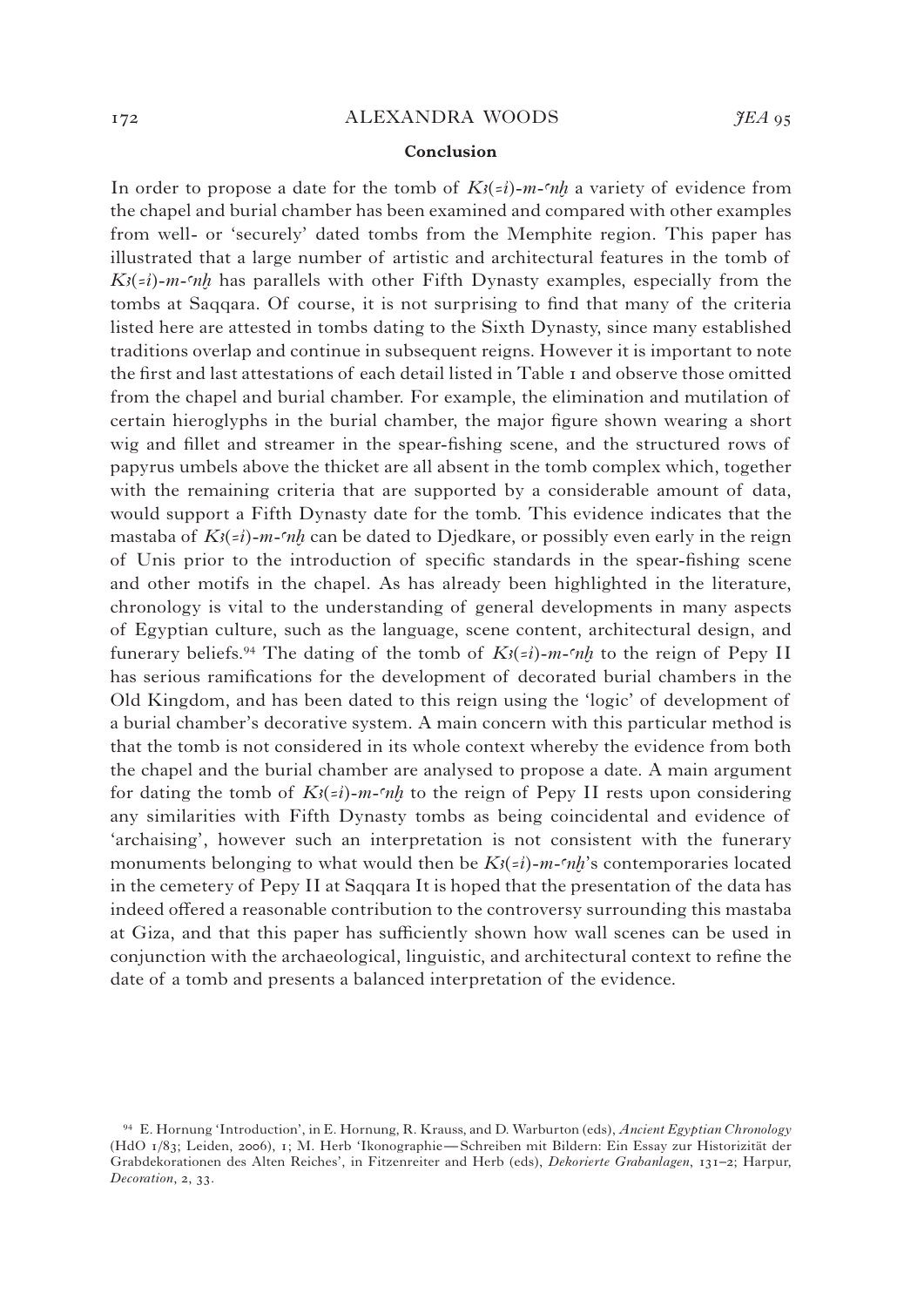## Conclusion

In order to propose a date for the tomb of *Kꜣ(=i)-m-ꜥnḫ* a variety of evidence from the chapel and burial chamber has been examined and compared with other examples from well- or 'securely' dated tombs from the Memphite region. This paper has illustrated that a large number of artistic and architectural features in the tomb of *Kꜣ(=i)-m-ꜥnḫ* has parallels with other Fifth Dynasty examples, especially from the tombs at Saqqara. Of course, it is not surprising to find that many of the criteria listed here are attested in tombs dating to the Sixth Dynasty, since many established traditions overlap and continue in subsequent reigns. However it is important to note the first and last attestations of each detail listed in Table 1 and observe those omitted from the chapel and burial chamber. For example, the elimination and mutilation of certain hieroglyphs in the burial chamber, the major figure shown wearing a short wig and fillet and streamer in the spear-fishing scene, and the structured rows of papyrus umbels above the thicket are all absent in the tomb complex which, together with the remaining criteria that are supported by a considerable amount of data, would support a Fifth Dynasty date for the tomb. This evidence indicates that the mastaba of *Kꜣ(=i)-m-ꜥnḫ* can be dated to Djedkare, or possibly even early in the reign of Unis prior to the introduction of specific standards in the spear-fishing scene and other motifs in the chapel. As has already been highlighted in the literature, chronology is vital to the understanding of general developments in many aspects of Egyptian culture, such as the language, scene content, architectural design, and funerary beliefs.[94] The dating of the tomb of *Kꜣ(=i)-m-ꜥnḫ* to the reign of Pepy II has serious ramifications for the development of decorated burial chambers in the Old Kingdom, and has been dated to this reign using the 'logic' of development of a burial chamber's decorative system. A main concern with this particular method is that the tomb is not considered in its whole context whereby the evidence from both the chapel and the burial chamber are analysed to propose a date. A main argument for dating the tomb of *Kꜣ(=i)-m-ꜥnḫ* to the reign of Pepy II rests upon considering any similarities with Fifth Dynasty tombs as being coincidental and evidence of 'archaising', however such an interpretation is not consistent with the funerary monuments belonging to what would then be *Kꜣ(=i)-m-ꜥnḫ*'s contemporaries located in the cemetery of Pepy II at Saqqara It is hoped that the presentation of the data has indeed offered a reasonable contribution to the controversy surrounding this mastaba at Giza, and that this paper has sufficiently shown how wall scenes can be used in conjunction with the archaeological, linguistic, and architectural context to refine the date of a tomb and presents a balanced interpretation of the evidence.

[94] E. Hornung 'Introduction', in E. Hornung, R. Krauss, and D. Warburton (eds), *Ancient Egyptian Chronology* (HdO 1/83; Leiden, 2006), 1; M. Herb 'Ikonographie—Schreiben mit Bildern: Ein Essay zur Historizität der Grabdekorationen des Alten Reiches', in Fitzenreiter and Herb (eds), *Dekorierte Grabanlagen*, 131–2; Harpur, *Decoration*, 2, 33.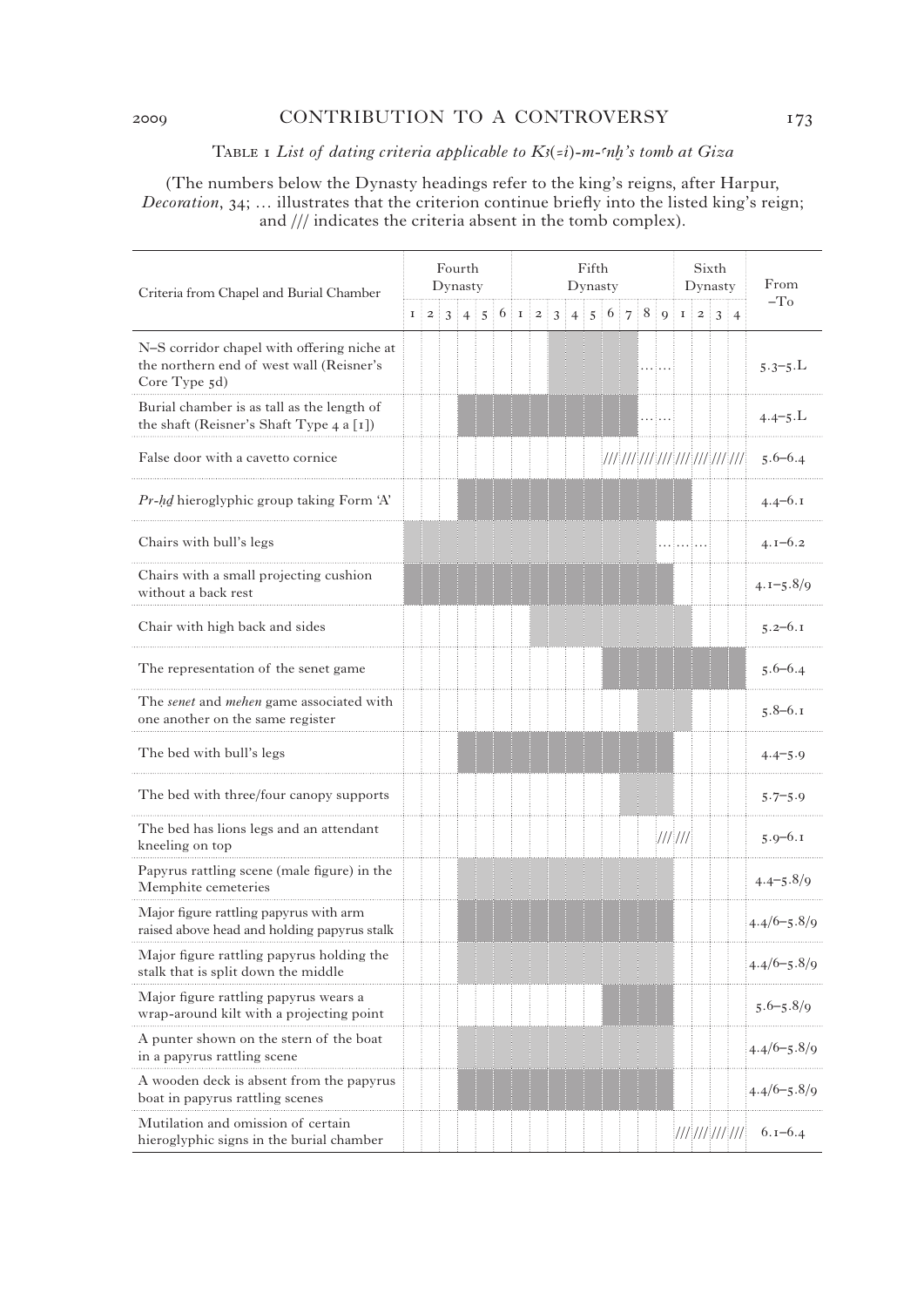Table 1 *List of dating criteria applicable to Kꜣ(=i)-m-ꜥnḫ's tomb at Giza*

(The numbers below the Dynasty headings refer to the king's reigns, after Harpur, *Decoration*, 34; … illustrates that the criterion continue briefly into the listed king's reign; and /// indicates the criteria absent in the tomb complex).

| Criteria from Chapel and Burial Chamber | Fourth Dynasty | | | | | | Fifth Dynasty | | | | | | | | | Sixth Dynasty | | | | From –To |
|---|---|---|---|---|---|---|---|---|---|---|---|---|---|---|---|---|---|---|---|---|
| | 1 | 2 | 3 | 4 | 5 | 6 | 1 | 2 | 3 | 4 | 5 | 6 | 7 | 8 | 9 | 1 | 2 | 3 | 4 | |
| N–S corridor chapel with offering niche at the northern end of west wall (Reisner's Core Type 5d) | | | | | | | | | | | | | | … | … | | | | | 5.3–5.L |
| Burial chamber is as tall as the length of the shaft (Reisner's Shaft Type 4 a [1]) | | | | | | | | | | | | | | … | … | | | | | 4.4–5.L |
| False door with a cavetto cornice | | | | | | | | | | | | /// | /// | /// | /// | /// | /// | /// | /// | 5.6–6.4 |
| *Pr-ḥḏ* hieroglyphic group taking Form 'A' | | | | | | | | | | | | | | | | | | | | 4.4–6.1 |
| Chairs with bull's legs | | | | | | | | | | | | | | | … | … | … | | | 4.1–6.2 |
| Chairs with a small projecting cushion without a back rest | | | | | | | | | | | | | | | | | | | | 4.1–5.8/9 |
| Chair with high back and sides | | | | | | | | | | | | | | | | | | | | 5.2–6.1 |
| The representation of the senet game | | | | | | | | | | | | | | | | | | | | 5.6–6.4 |
| The *senet* and *mehen* game associated with one another on the same register | | | | | | | | | | | | | | | | | | | | 5.8–6.1 |
| The bed with bull's legs | | | | | | | | | | | | | | | | | | | | 4.4–5.9 |
| The bed with three/four canopy supports | | | | | | | | | | | | | | | | | | | | 5.7–5.9 |
| The bed has lions legs and an attendant kneeling on top | | | | | | | | | | | | | | | /// | /// | | | | 5.9–6.1 |
| Papyrus rattling scene (male figure) in the Memphite cemeteries | | | | | | | | | | | | | | | | | | | | 4.4–5.8/9 |
| Major figure rattling papyrus with arm raised above head and holding papyrus stalk | | | | | | | | | | | | | | | | | | | | 4.4/6–5.8/9 |
| Major figure rattling papyrus holding the stalk that is split down the middle | | | | | | | | | | | | | | | | | | | | 4.4/6–5.8/9 |
| Major figure rattling papyrus wears a wrap-around kilt with a projecting point | | | | | | | | | | | | | | | | | | | | 5.6–5.8/9 |
| A punter shown on the stern of the boat in a papyrus rattling scene | | | | | | | | | | | | | | | | | | | | 4.4/6–5.8/9 |
| A wooden deck is absent from the papyrus boat in papyrus rattling scenes | | | | | | | | | | | | | | | | | | | | 4.4/6–5.8/9 |
| Mutilation and omission of certain hieroglyphic signs in the burial chamber | | | | | | | | | | | | | | | | /// | /// | /// | /// | 6.1–6.4 |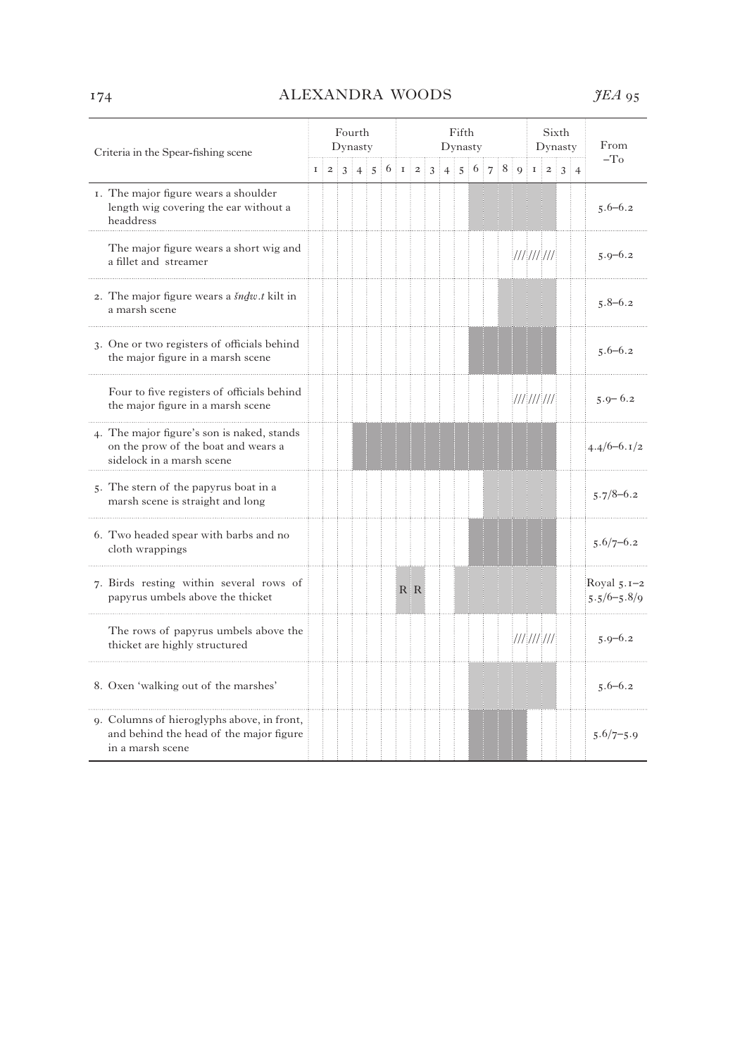| Criteria in the Spear-fishing scene | Fourth Dynasty | | | | | | Fifth Dynasty | | | | | | | | | Sixth Dynasty | | | | From –To |
|---|---|---|---|---|---|---|---|---|---|---|---|---|---|---|---|---|---|---|---|---|
| | 1 | 2 | 3 | 4 | 5 | 6 | 1 | 2 | 3 | 4 | 5 | 6 | 7 | 8 | 9 | 1 | 2 | 3 | 4 | |
| 1. The major figure wears a shoulder length wig covering the ear without a headdress | | | | | | | | | | | | | | | | | | | | 5.6–6.2 |
| The major figure wears a short wig and a fillet and streamer | | | | | | | | | | | | | | | /// | /// | /// | | | 5.9–6.2 |
| 2. The major figure wears a *šnḏw.t* kilt in a marsh scene | | | | | | | | | | | | | | | | | | | | 5.8–6.2 |
| 3. One or two registers of officials behind the major figure in a marsh scene | | | | | | | | | | | | | | | | | | | | 5.6–6.2 |
| Four to five registers of officials behind the major figure in a marsh scene | | | | | | | | | | | | | | | /// | /// | /// | | | 5.9– 6.2 |
| 4. The major figure's son is naked, stands on the prow of the boat and wears a sidelock in a marsh scene | | | | | | | | | | | | | | | | | | | | 4.4/6–6.1/2 |
| 5. The stern of the papyrus boat in a marsh scene is straight and long | | | | | | | | | | | | | | | | | | | | 5.7/8–6.2 |
| 6. Two headed spear with barbs and no cloth wrappings | | | | | | | | | | | | | | | | | | | | 5.6/7–6.2 |
| 7. Birds resting within several rows of papyrus umbels above the thicket | | | | | | | R | R | | | | | | | | | | | | Royal 5.1–2 5.5/6–5.8/9 |
| The rows of papyrus umbels above the thicket are highly structured | | | | | | | | | | | | | | | /// | /// | /// | | | 5.9–6.2 |
| 8. Oxen 'walking out of the marshes' | | | | | | | | | | | | | | | | | | | | 5.6–6.2 |
| 9. Columns of hieroglyphs above, in front, and behind the head of the major figure in a marsh scene | | | | | | | | | | | | | | | | | | | | 5.6/7–5.9 |